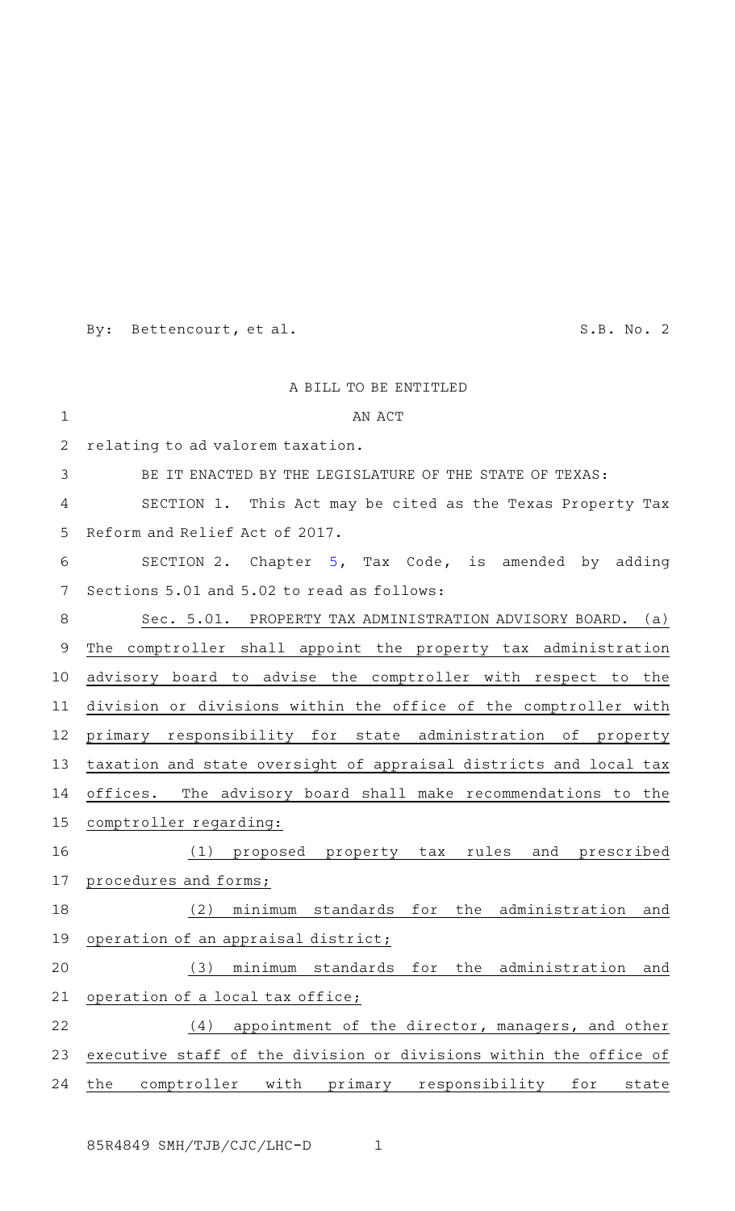By: Bettencourt, et al. S.B. No. 2

A BILL TO BE ENTITLED

AN ACT

relating to ad valorem taxation.

BE IT ENACTED BY THE LEGISLATURE OF THE STATE OF TEXAS:

SECTION 1. This Act may be cited as the Texas Property Tax Reform and Relief Act of 2017.

SECTION 2. Chapter 5, Tax Code, is amended by adding Sections 5.01 and 5.02 to read as follows:

Sec. 5.01. PROPERTY TAX ADMINISTRATION ADVISORY BOARD. (a) The comptroller shall appoint the property tax administration advisory board to advise the comptroller with respect to the division or divisions within the office of the comptroller with primary responsibility for state administration of property taxation and state oversight of appraisal districts and local tax offices. The advisory board shall make recommendations to the comptroller regarding:

(1) proposed property tax rules and prescribed procedures and forms;

(2) minimum standards for the administration and operation of an appraisal district;

(3) minimum standards for the administration and operation of a local tax office;

(4) appointment of the director, managers, and other executive staff of the division or divisions within the office of the comptroller with primary responsibility for state

85R4849 SMH/TJB/CJC/LHC-D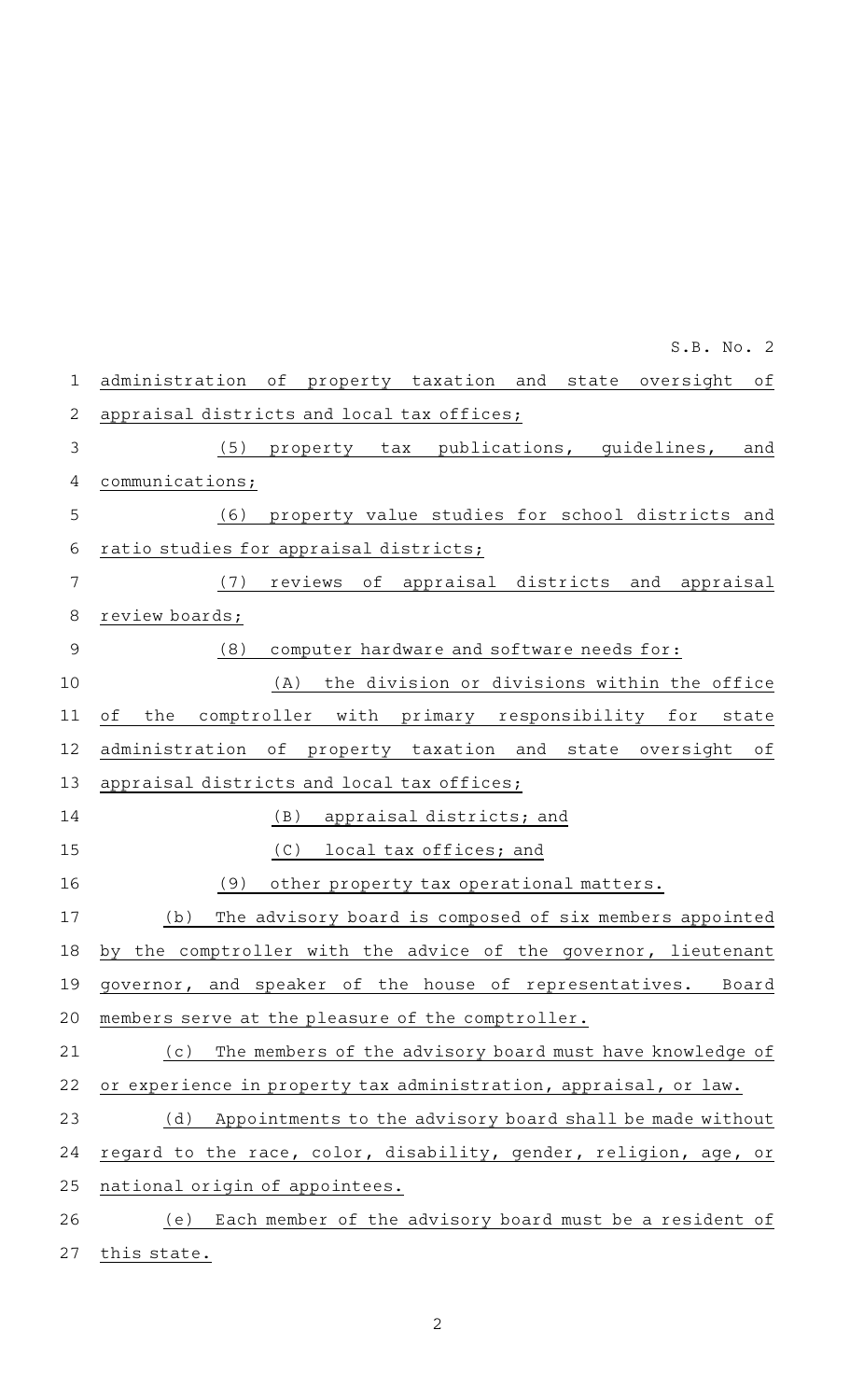administration of property taxation and state oversight of appraisal districts and local tax offices;

(5) property tax publications, guidelines, and communications;

(6) property value studies for school districts and ratio studies for appraisal districts;

(7) reviews of appraisal districts and appraisal review boards;

(8) computer hardware and software needs for:

(A) the division or divisions within the office of the comptroller with primary responsibility for state administration of property taxation and state oversight of appraisal districts and local tax offices;

(B) appraisal districts; and

(C) local tax offices; and

(9) other property tax operational matters.

(b) The advisory board is composed of six members appointed by the comptroller with the advice of the governor, lieutenant governor, and speaker of the house of representatives. Board members serve at the pleasure of the comptroller.

(c) The members of the advisory board must have knowledge of or experience in property tax administration, appraisal, or law.

(d) Appointments to the advisory board shall be made without regard to the race, color, disability, gender, religion, age, or national origin of appointees.

(e) Each member of the advisory board must be a resident of this state.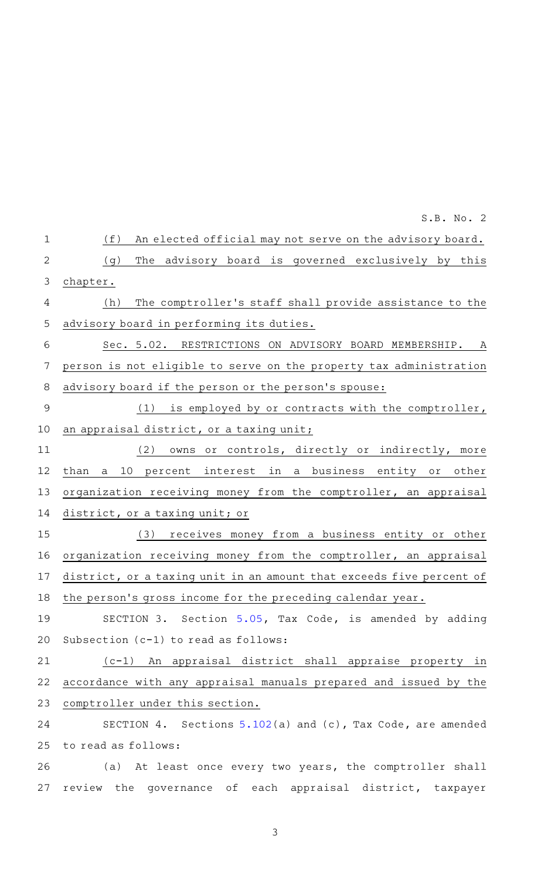(f) An elected official may not serve on the advisory board.

(g) The advisory board is governed exclusively by this chapter.

(h) The comptroller's staff shall provide assistance to the advisory board in performing its duties.

Sec. 5.02. RESTRICTIONS ON ADVISORY BOARD MEMBERSHIP. A person is not eligible to serve on the property tax administration advisory board if the person or the person's spouse:

(1) is employed by or contracts with the comptroller, an appraisal district, or a taxing unit;

(2) owns or controls, directly or indirectly, more than a 10 percent interest in a business entity or other organization receiving money from the comptroller, an appraisal district, or a taxing unit; or

(3) receives money from a business entity or other organization receiving money from the comptroller, an appraisal district, or a taxing unit in an amount that exceeds five percent of the person's gross income for the preceding calendar year.

SECTION 3. Section 5.05, Tax Code, is amended by adding Subsection (c-1) to read as follows:

(c-1) An appraisal district shall appraise property in accordance with any appraisal manuals prepared and issued by the comptroller under this section.

SECTION 4. Sections 5.102(a) and (c), Tax Code, are amended to read as follows:

(a) At least once every two years, the comptroller shall review the governance of each appraisal district, taxpayer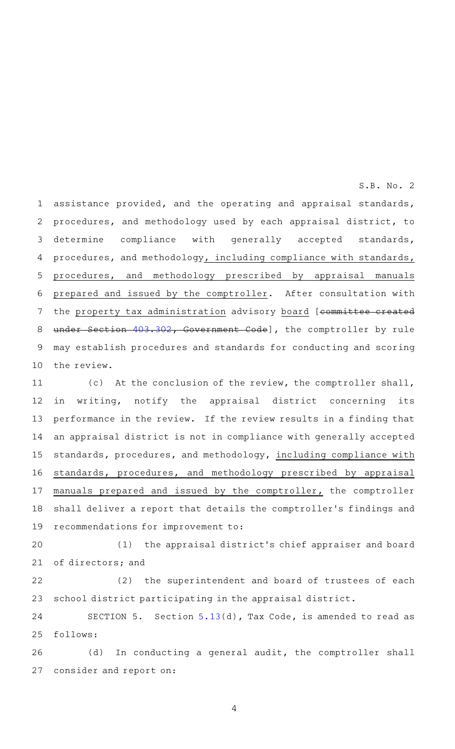assistance provided, and the operating and appraisal standards, procedures, and methodology used by each appraisal district, to determine compliance with generally accepted standards, procedures, and methodology, including compliance with standards, procedures, and methodology prescribed by appraisal manuals prepared and issued by the comptroller. After consultation with the property tax administration advisory board [~~committee created under Section 403.302, Government Code~~], the comptroller by rule may establish procedures and standards for conducting and scoring the review.

(c) At the conclusion of the review, the comptroller shall, in writing, notify the appraisal district concerning its performance in the review. If the review results in a finding that an appraisal district is not in compliance with generally accepted standards, procedures, and methodology, including compliance with standards, procedures, and methodology prescribed by appraisal manuals prepared and issued by the comptroller, the comptroller shall deliver a report that details the comptroller's findings and recommendations for improvement to:

(1) the appraisal district's chief appraiser and board of directors; and

(2) the superintendent and board of trustees of each school district participating in the appraisal district.

SECTION 5. Section 5.13(d), Tax Code, is amended to read as follows:

(d) In conducting a general audit, the comptroller shall consider and report on: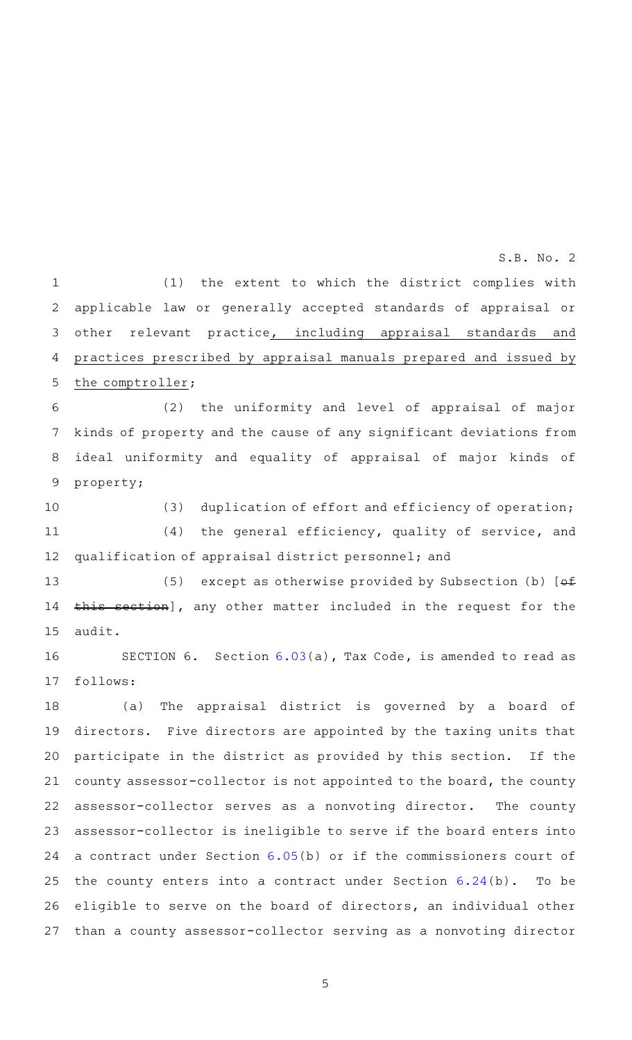(1) the extent to which the district complies with applicable law or generally accepted standards of appraisal or other relevant practice, including appraisal standards and practices prescribed by appraisal manuals prepared and issued by the comptroller;

(2) the uniformity and level of appraisal of major kinds of property and the cause of any significant deviations from ideal uniformity and equality of appraisal of major kinds of property;

(3) duplication of effort and efficiency of operation;

(4) the general efficiency, quality of service, and qualification of appraisal district personnel; and

(5) except as otherwise provided by Subsection (b) [~~of this section~~], any other matter included in the request for the audit.

SECTION 6. Section 6.03(a), Tax Code, is amended to read as follows:

(a) The appraisal district is governed by a board of directors. Five directors are appointed by the taxing units that participate in the district as provided by this section. If the county assessor-collector is not appointed to the board, the county assessor-collector serves as a nonvoting director. The county assessor-collector is ineligible to serve if the board enters into a contract under Section 6.05(b) or if the commissioners court of the county enters into a contract under Section 6.24(b). To be eligible to serve on the board of directors, an individual other than a county assessor-collector serving as a nonvoting director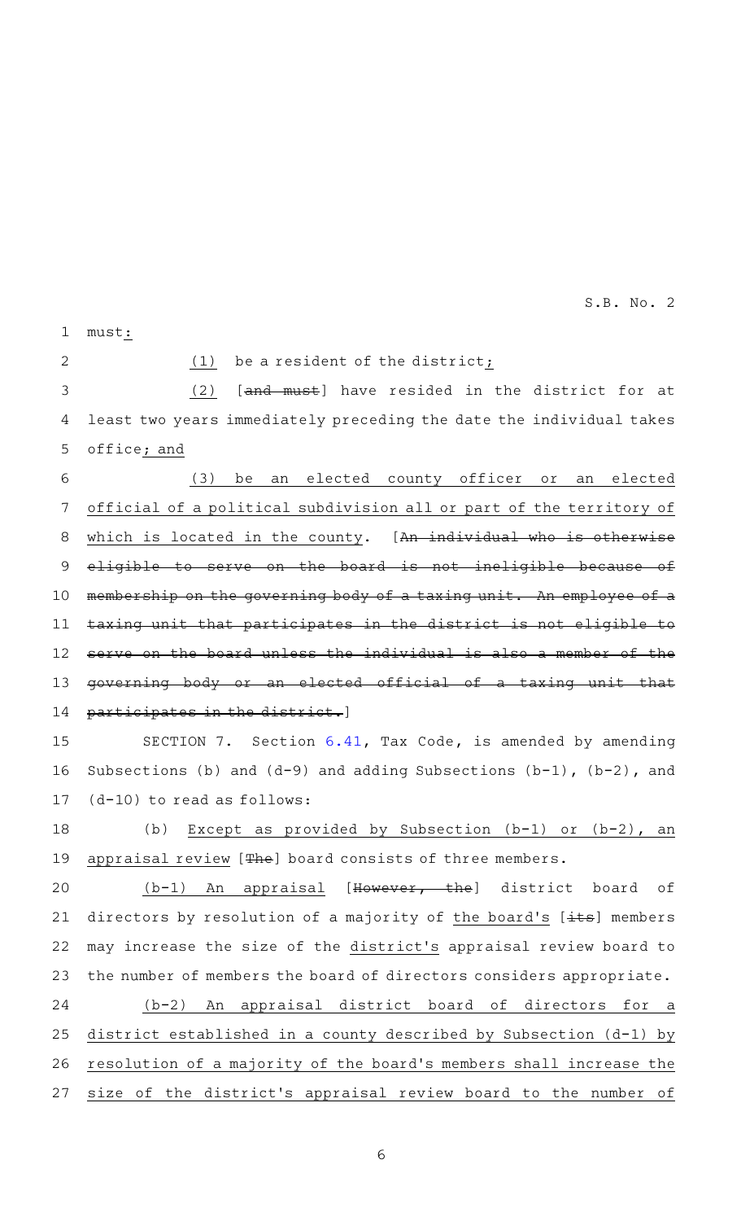must:

(1) be a resident of the district;

(2) [~~and must~~] have resided in the district for at least two years immediately preceding the date the individual takes office; and

(3) be an elected county officer or an elected official of a political subdivision all or part of the territory of which is located in the county. [~~An individual who is otherwise eligible to serve on the board is not ineligible because of membership on the governing body of a taxing unit. An employee of a taxing unit that participates in the district is not eligible to serve on the board unless the individual is also a member of the governing body or an elected official of a taxing unit that participates in the district.~~]

SECTION 7. Section 6.41, Tax Code, is amended by amending Subsections (b) and (d-9) and adding Subsections (b-1), (b-2), and (d-10) to read as follows:

(b) Except as provided by Subsection (b-1) or (b-2), an appraisal review [~~The~~] board consists of three members.

(b-1) An appraisal [~~However, the~~] district board of directors by resolution of a majority of the board's [~~its~~] members may increase the size of the district's appraisal review board to the number of members the board of directors considers appropriate.

(b-2) An appraisal district board of directors for a district established in a county described by Subsection (d-1) by resolution of a majority of the board's members shall increase the size of the district's appraisal review board to the number of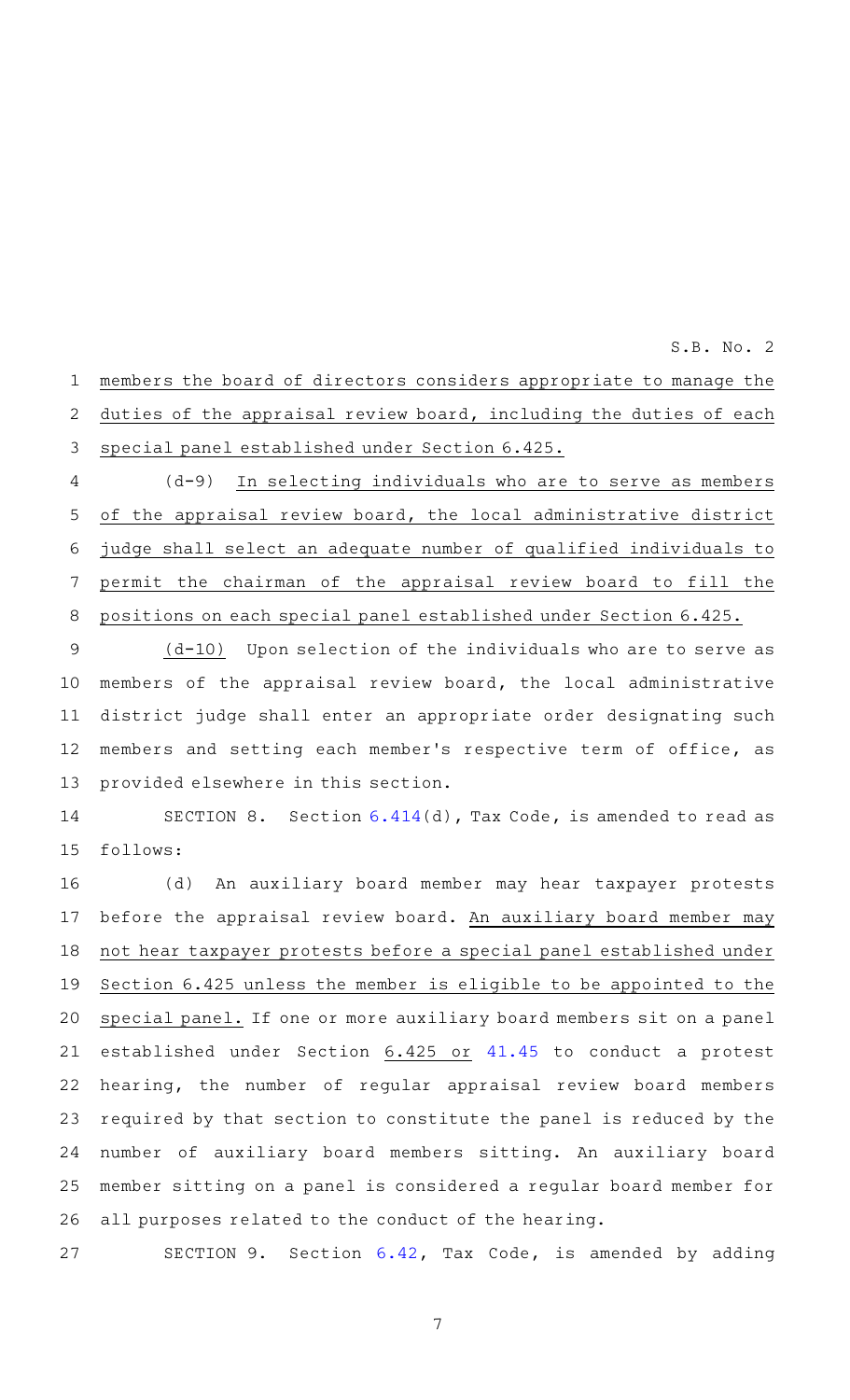members the board of directors considers appropriate to manage the duties of the appraisal review board, including the duties of each special panel established under Section 6.425.

(d-9) In selecting individuals who are to serve as members of the appraisal review board, the local administrative district judge shall select an adequate number of qualified individuals to permit the chairman of the appraisal review board to fill the positions on each special panel established under Section 6.425.

(d-10) Upon selection of the individuals who are to serve as members of the appraisal review board, the local administrative district judge shall enter an appropriate order designating such members and setting each member's respective term of office, as provided elsewhere in this section.

SECTION 8. Section 6.414(d), Tax Code, is amended to read as follows:

(d) An auxiliary board member may hear taxpayer protests before the appraisal review board. An auxiliary board member may not hear taxpayer protests before a special panel established under Section 6.425 unless the member is eligible to be appointed to the special panel. If one or more auxiliary board members sit on a panel established under Section 6.425 or 41.45 to conduct a protest hearing, the number of regular appraisal review board members required by that section to constitute the panel is reduced by the number of auxiliary board members sitting. An auxiliary board member sitting on a panel is considered a regular board member for all purposes related to the conduct of the hearing.

SECTION 9. Section 6.42, Tax Code, is amended by adding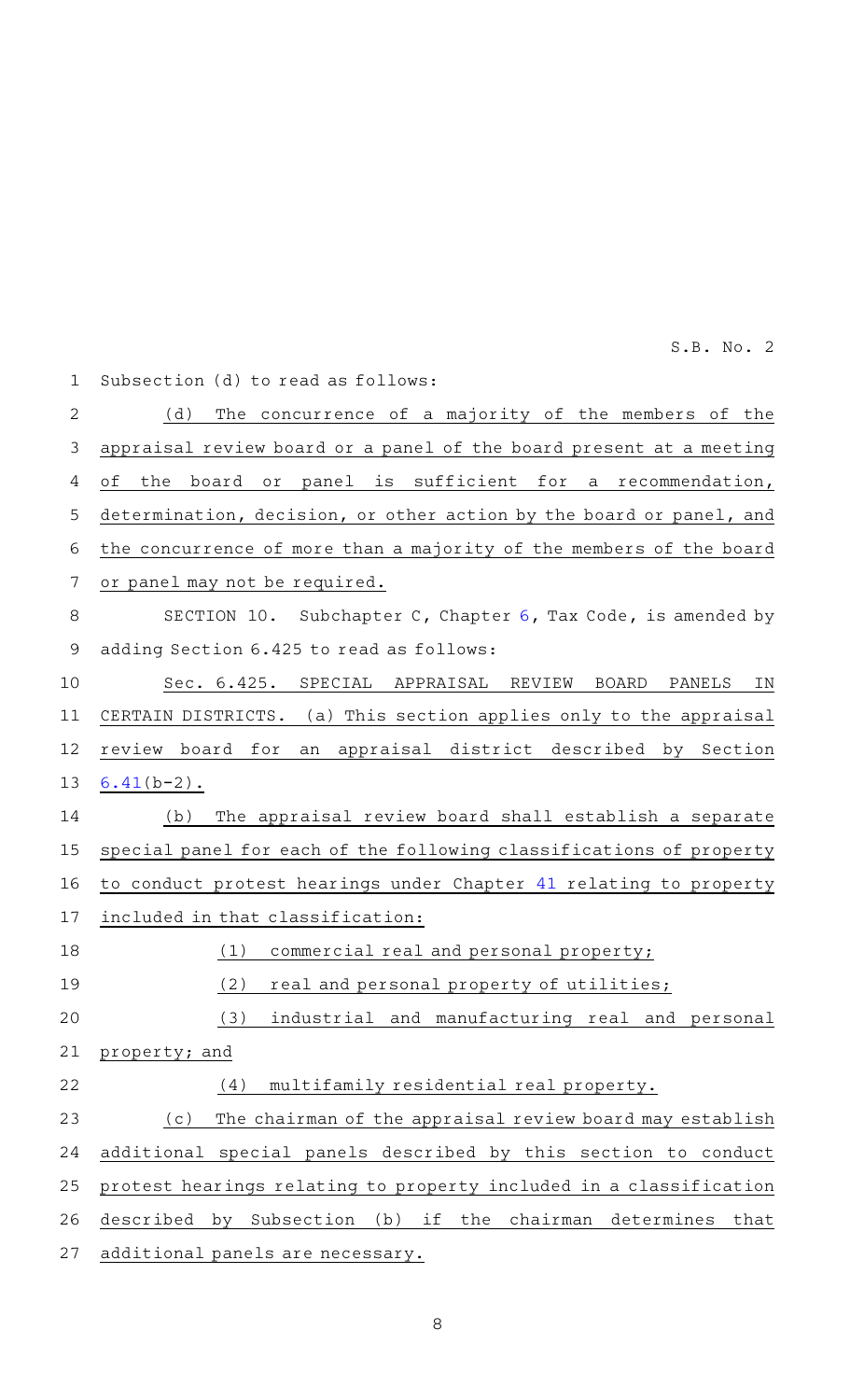Subsection (d) to read as follows:

(d) The concurrence of a majority of the members of the appraisal review board or a panel of the board present at a meeting of the board or panel is sufficient for a recommendation, determination, decision, or other action by the board or panel, and the concurrence of more than a majority of the members of the board or panel may not be required.

SECTION 10. Subchapter C, Chapter 6, Tax Code, is amended by adding Section 6.425 to read as follows:

Sec. 6.425. SPECIAL APPRAISAL REVIEW BOARD PANELS IN CERTAIN DISTRICTS. (a) This section applies only to the appraisal review board for an appraisal district described by Section 6.41(b-2).

(b) The appraisal review board shall establish a separate special panel for each of the following classifications of property to conduct protest hearings under Chapter 41 relating to property included in that classification:

(1) commercial real and personal property;

(2) real and personal property of utilities;

(3) industrial and manufacturing real and personal property; and

(4) multifamily residential real property.

(c) The chairman of the appraisal review board may establish additional special panels described by this section to conduct protest hearings relating to property included in a classification described by Subsection (b) if the chairman determines that additional panels are necessary.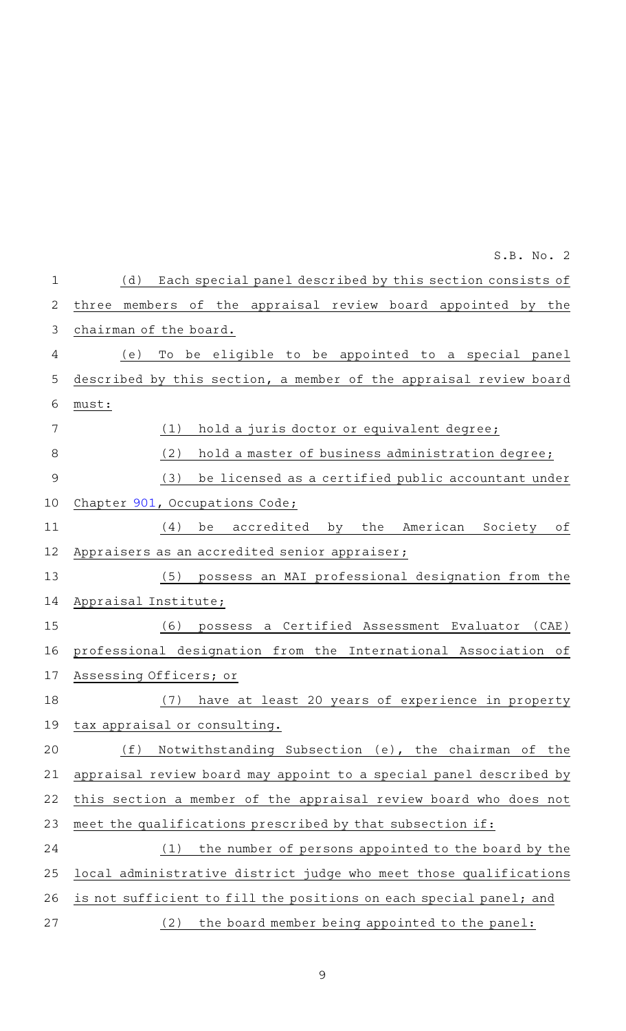(d) Each special panel described by this section consists of three members of the appraisal review board appointed by the chairman of the board.

(e) To be eligible to be appointed to a special panel described by this section, a member of the appraisal review board must:

(1) hold a juris doctor or equivalent degree;

(2) hold a master of business administration degree;

(3) be licensed as a certified public accountant under Chapter 901, Occupations Code;

(4) be accredited by the American Society of Appraisers as an accredited senior appraiser;

(5) possess an MAI professional designation from the Appraisal Institute;

(6) possess a Certified Assessment Evaluator (CAE) professional designation from the International Association of Assessing Officers; or

(7) have at least 20 years of experience in property tax appraisal or consulting.

(f) Notwithstanding Subsection (e), the chairman of the appraisal review board may appoint to a special panel described by this section a member of the appraisal review board who does not meet the qualifications prescribed by that subsection if:

(1) the number of persons appointed to the board by the local administrative district judge who meet those qualifications is not sufficient to fill the positions on each special panel; and

(2) the board member being appointed to the panel: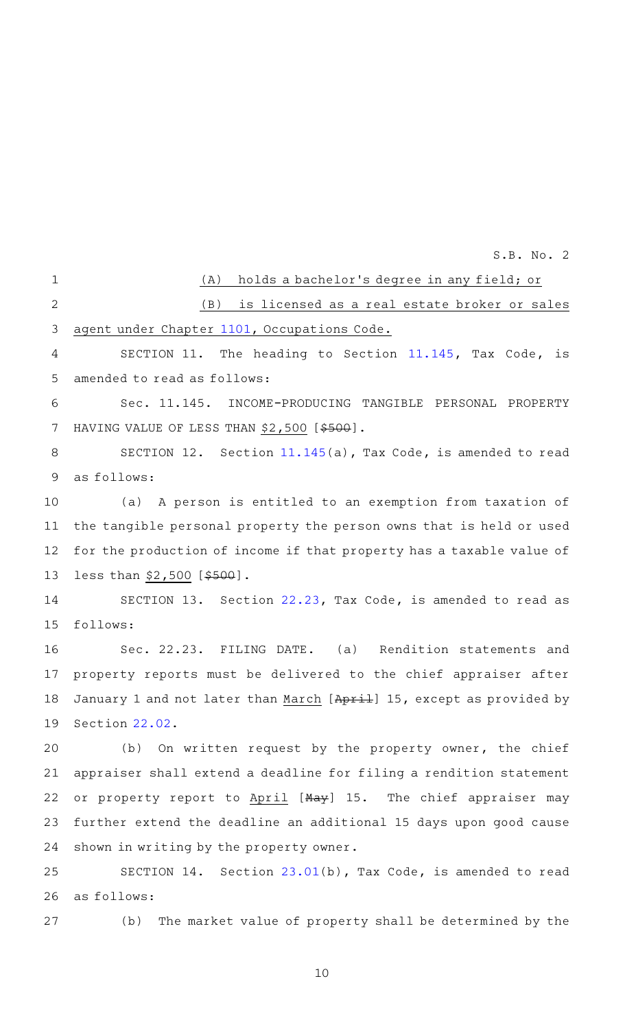(A) holds a bachelor's degree in any field; or

(B) is licensed as a real estate broker or sales agent under Chapter 1101, Occupations Code.

SECTION 11. The heading to Section 11.145, Tax Code, is amended to read as follows:

Sec. 11.145. INCOME-PRODUCING TANGIBLE PERSONAL PROPERTY HAVING VALUE OF LESS THAN $2,500 [~~$500~~].

SECTION 12. Section 11.145(a), Tax Code, is amended to read as follows:

(a) A person is entitled to an exemption from taxation of the tangible personal property the person owns that is held or used for the production of income if that property has a taxable value of less than $2,500 [~~$500~~].

SECTION 13. Section 22.23, Tax Code, is amended to read as follows:

Sec. 22.23. FILING DATE. (a) Rendition statements and property reports must be delivered to the chief appraiser after January 1 and not later than March [~~April~~] 15, except as provided by Section 22.02.

(b) On written request by the property owner, the chief appraiser shall extend a deadline for filing a rendition statement or property report to April [~~May~~] 15. The chief appraiser may further extend the deadline an additional 15 days upon good cause shown in writing by the property owner.

SECTION 14. Section 23.01(b), Tax Code, is amended to read as follows:

(b) The market value of property shall be determined by the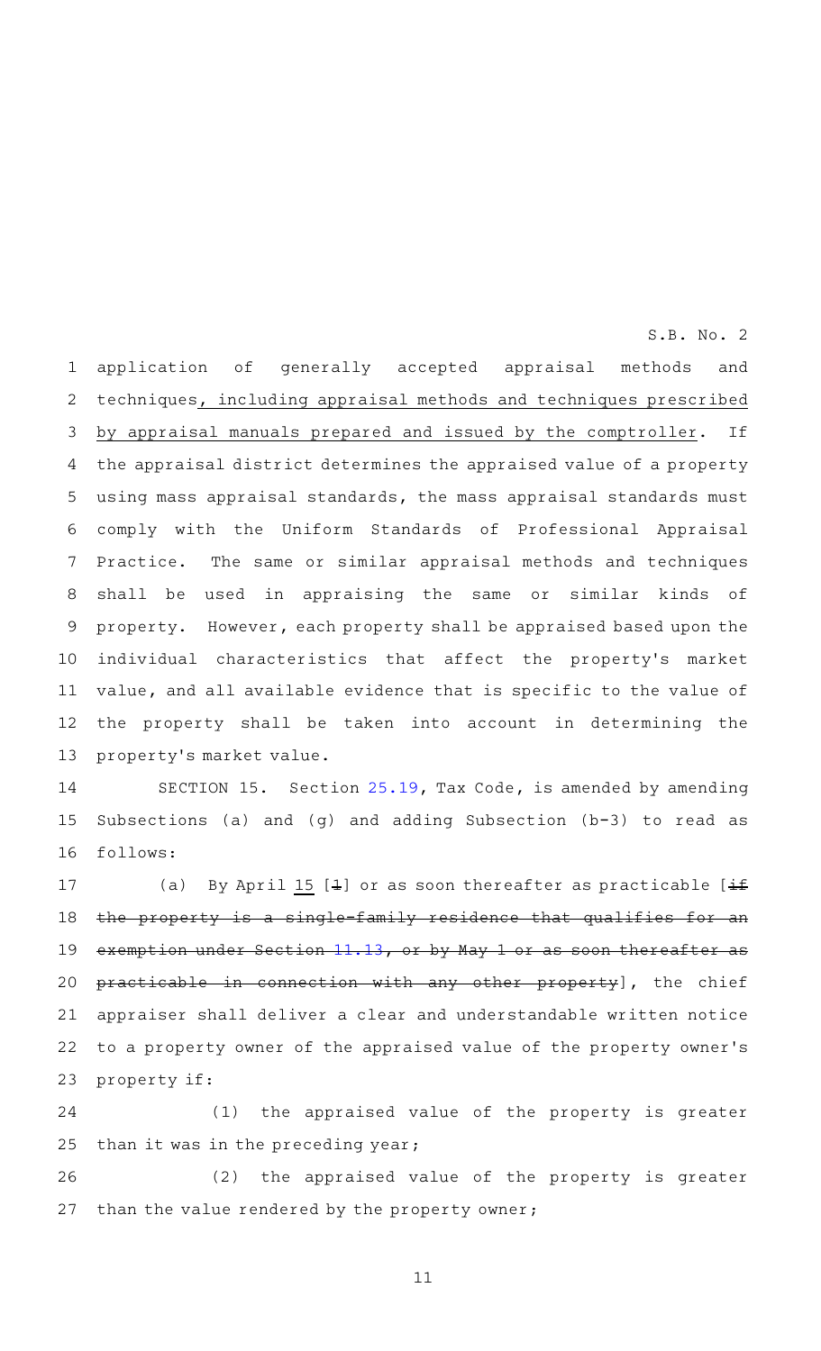application of generally accepted appraisal methods and techniques, including appraisal methods and techniques prescribed by appraisal manuals prepared and issued by the comptroller. If the appraisal district determines the appraised value of a property using mass appraisal standards, the mass appraisal standards must comply with the Uniform Standards of Professional Appraisal Practice. The same or similar appraisal methods and techniques shall be used in appraising the same or similar kinds of property. However, each property shall be appraised based upon the individual characteristics that affect the property's market value, and all available evidence that is specific to the value of the property shall be taken into account in determining the property's market value.

SECTION 15. Section 25.19, Tax Code, is amended by amending Subsections (a) and (g) and adding Subsection (b-3) to read as follows:

(a) By April 15 [1] or as soon thereafter as practicable [if the property is a single-family residence that qualifies for an exemption under Section 11.13, or by May 1 or as soon thereafter as practicable in connection with any other property], the chief appraiser shall deliver a clear and understandable written notice to a property owner of the appraised value of the property owner's property if:

(1) the appraised value of the property is greater than it was in the preceding year;

(2) the appraised value of the property is greater than the value rendered by the property owner;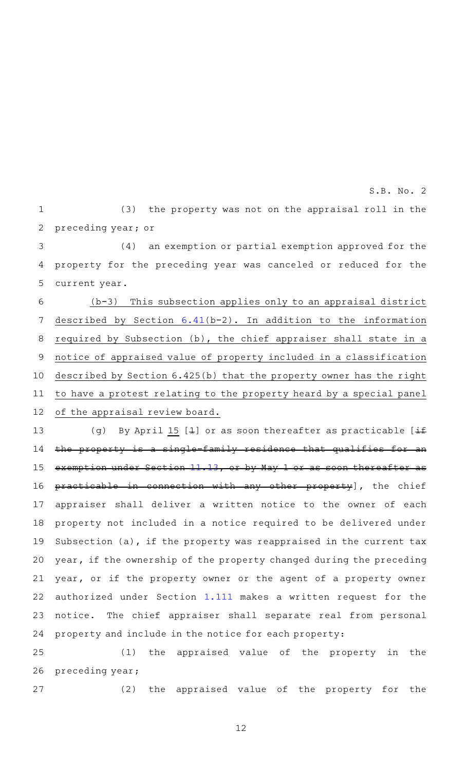(3) the property was not on the appraisal roll in the preceding year; or

(4) an exemption or partial exemption approved for the property for the preceding year was canceled or reduced for the current year.

(b-3) This subsection applies only to an appraisal district described by Section 6.41(b-2). In addition to the information required by Subsection (b), the chief appraiser shall state in a notice of appraised value of property included in a classification described by Section 6.425(b) that the property owner has the right to have a protest relating to the property heard by a special panel of the appraisal review board.

(g) By April 15 [1] or as soon thereafter as practicable [~~if the property is a single-family residence that qualifies for an exemption under Section 11.13, or by May 1 or as soon thereafter as practicable in connection with any other property~~], the chief appraiser shall deliver a written notice to the owner of each property not included in a notice required to be delivered under Subsection (a), if the property was reappraised in the current tax year, if the ownership of the property changed during the preceding year, or if the property owner or the agent of a property owner authorized under Section 1.111 makes a written request for the notice. The chief appraiser shall separate real from personal property and include in the notice for each property:

(1) the appraised value of the property in the preceding year;

(2) the appraised value of the property for the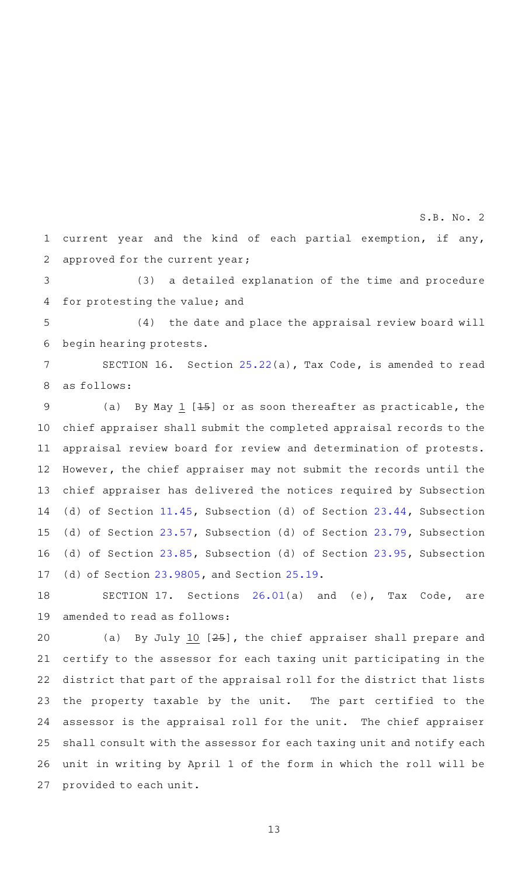current year and the kind of each partial exemption, if any, approved for the current year;

(3) a detailed explanation of the time and procedure for protesting the value; and

(4) the date and place the appraisal review board will begin hearing protests.

SECTION 16. Section 25.22(a), Tax Code, is amended to read as follows:

(a) By May 1 [15] or as soon thereafter as practicable, the chief appraiser shall submit the completed appraisal records to the appraisal review board for review and determination of protests. However, the chief appraiser may not submit the records until the chief appraiser has delivered the notices required by Subsection (d) of Section 11.45, Subsection (d) of Section 23.44, Subsection (d) of Section 23.57, Subsection (d) of Section 23.79, Subsection (d) of Section 23.85, Subsection (d) of Section 23.95, Subsection (d) of Section 23.9805, and Section 25.19.

SECTION 17. Sections 26.01(a) and (e), Tax Code, are amended to read as follows:

(a) By July 10 [25], the chief appraiser shall prepare and certify to the assessor for each taxing unit participating in the district that part of the appraisal roll for the district that lists the property taxable by the unit. The part certified to the assessor is the appraisal roll for the unit. The chief appraiser shall consult with the assessor for each taxing unit and notify each unit in writing by April 1 of the form in which the roll will be provided to each unit.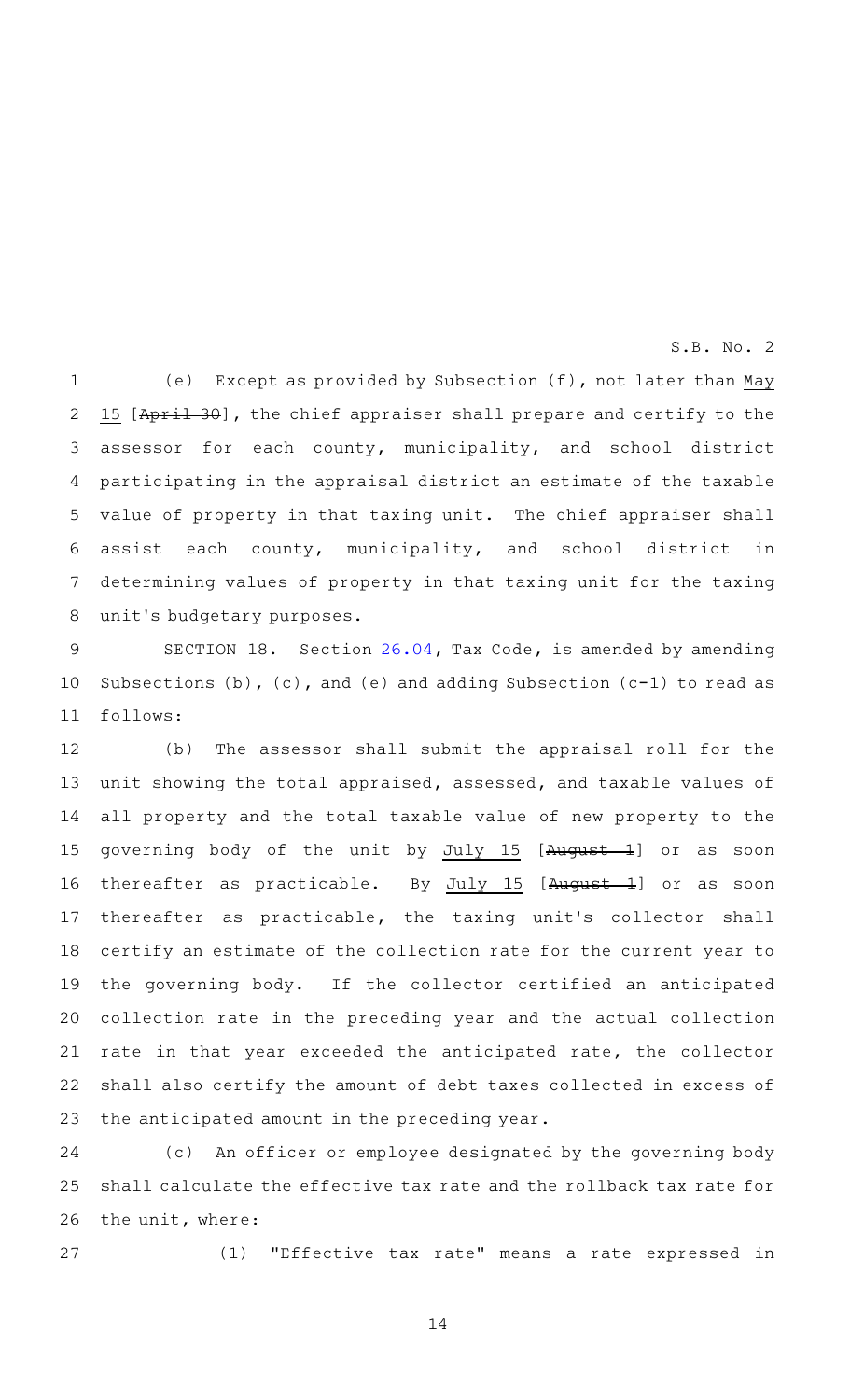(e) Except as provided by Subsection (f), not later than May 15 [~~April 30~~], the chief appraiser shall prepare and certify to the assessor for each county, municipality, and school district participating in the appraisal district an estimate of the taxable value of property in that taxing unit. The chief appraiser shall assist each county, municipality, and school district in determining values of property in that taxing unit for the taxing unit's budgetary purposes.

SECTION 18. Section 26.04, Tax Code, is amended by amending Subsections (b), (c), and (e) and adding Subsection (c-1) to read as follows:

(b) The assessor shall submit the appraisal roll for the unit showing the total appraised, assessed, and taxable values of all property and the total taxable value of new property to the governing body of the unit by July 15 [~~August 1~~] or as soon thereafter as practicable. By July 15 [~~August 1~~] or as soon thereafter as practicable, the taxing unit's collector shall certify an estimate of the collection rate for the current year to the governing body. If the collector certified an anticipated collection rate in the preceding year and the actual collection rate in that year exceeded the anticipated rate, the collector shall also certify the amount of debt taxes collected in excess of the anticipated amount in the preceding year.

(c) An officer or employee designated by the governing body shall calculate the effective tax rate and the rollback tax rate for the unit, where:

(1) "Effective tax rate" means a rate expressed in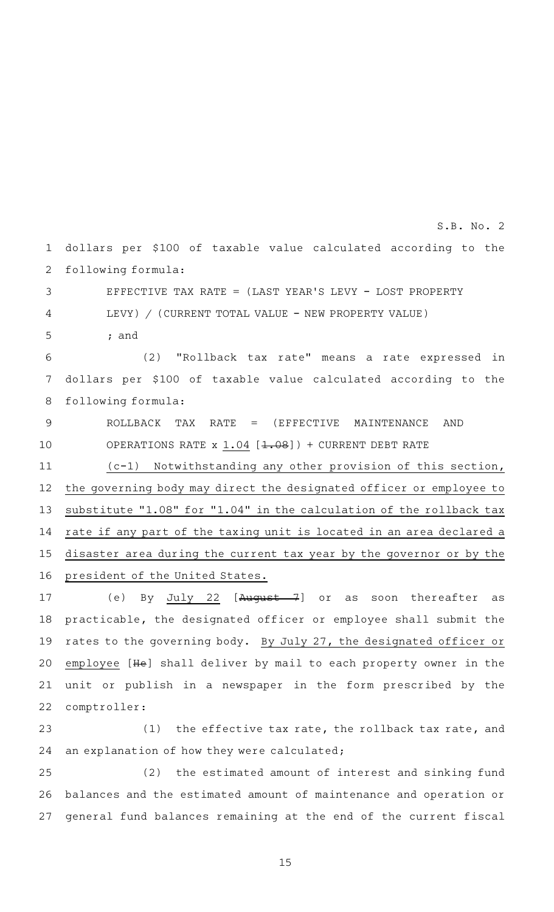dollars per $100 of taxable value calculated according to the following formula:

EFFECTIVE TAX RATE = (LAST YEAR'S LEVY - LOST PROPERTY LEVY) / (CURRENT TOTAL VALUE - NEW PROPERTY VALUE)

; and

(2) "Rollback tax rate" means a rate expressed in dollars per $100 of taxable value calculated according to the following formula:

ROLLBACK TAX RATE = (EFFECTIVE MAINTENANCE AND OPERATIONS RATE x 1.04 [~~1.08~~]) + CURRENT DEBT RATE

(c-1) Notwithstanding any other provision of this section, the governing body may direct the designated officer or employee to substitute "1.08" for "1.04" in the calculation of the rollback tax rate if any part of the taxing unit is located in an area declared a disaster area during the current tax year by the governor or by the president of the United States.

(e) By July 22 [~~August 7~~] or as soon thereafter as practicable, the designated officer or employee shall submit the rates to the governing body. By July 27, the designated officer or employee [~~He~~] shall deliver by mail to each property owner in the unit or publish in a newspaper in the form prescribed by the comptroller:

(1) the effective tax rate, the rollback tax rate, and an explanation of how they were calculated;

(2) the estimated amount of interest and sinking fund balances and the estimated amount of maintenance and operation or general fund balances remaining at the end of the current fiscal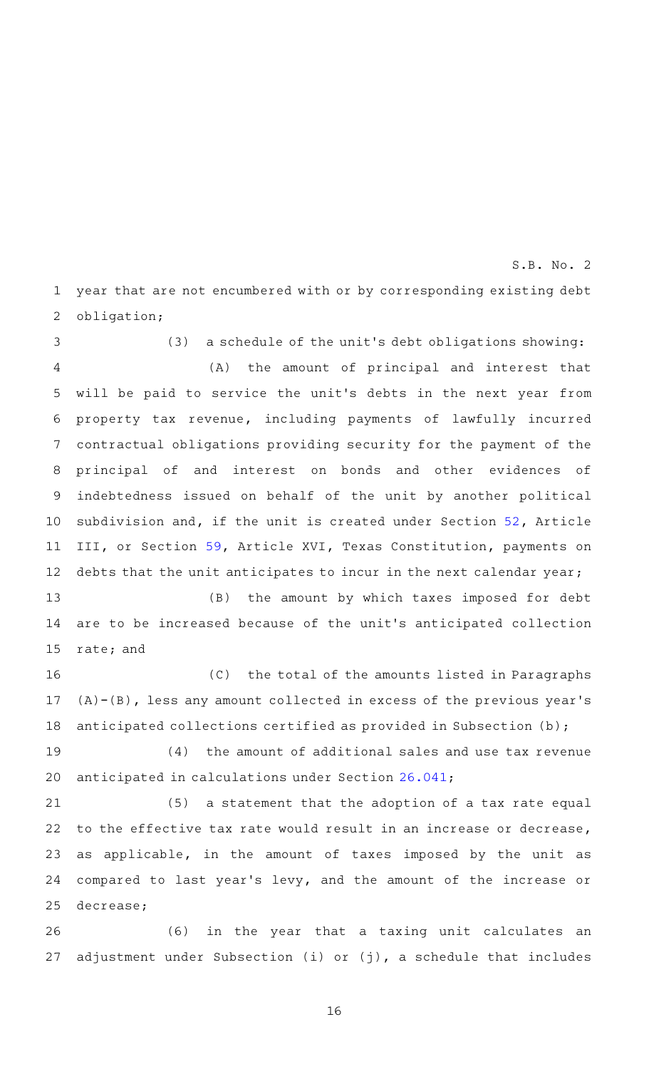year that are not encumbered with or by corresponding existing debt obligation;

(3) a schedule of the unit's debt obligations showing:

(A) the amount of principal and interest that will be paid to service the unit's debts in the next year from property tax revenue, including payments of lawfully incurred contractual obligations providing security for the payment of the principal of and interest on bonds and other evidences of indebtedness issued on behalf of the unit by another political subdivision and, if the unit is created under Section 52, Article III, or Section 59, Article XVI, Texas Constitution, payments on debts that the unit anticipates to incur in the next calendar year;

(B) the amount by which taxes imposed for debt are to be increased because of the unit's anticipated collection rate; and

(C) the total of the amounts listed in Paragraphs (A)-(B), less any amount collected in excess of the previous year's anticipated collections certified as provided in Subsection (b);

(4) the amount of additional sales and use tax revenue anticipated in calculations under Section 26.041;

(5) a statement that the adoption of a tax rate equal to the effective tax rate would result in an increase or decrease, as applicable, in the amount of taxes imposed by the unit as compared to last year's levy, and the amount of the increase or decrease;

(6) in the year that a taxing unit calculates an adjustment under Subsection (i) or (j), a schedule that includes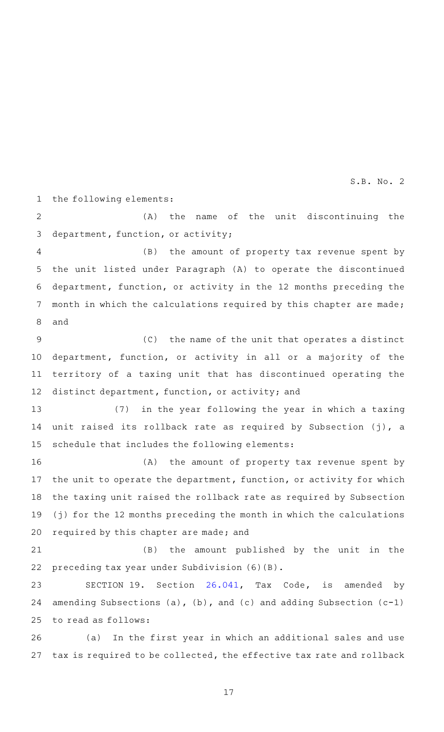the following elements:

(A) the name of the unit discontinuing the department, function, or activity;

(B) the amount of property tax revenue spent by the unit listed under Paragraph (A) to operate the discontinued department, function, or activity in the 12 months preceding the month in which the calculations required by this chapter are made; and

(C) the name of the unit that operates a distinct department, function, or activity in all or a majority of the territory of a taxing unit that has discontinued operating the distinct department, function, or activity; and

(7) in the year following the year in which a taxing unit raised its rollback rate as required by Subsection (j), a schedule that includes the following elements:

(A) the amount of property tax revenue spent by the unit to operate the department, function, or activity for which the taxing unit raised the rollback rate as required by Subsection (j) for the 12 months preceding the month in which the calculations required by this chapter are made; and

(B) the amount published by the unit in the preceding tax year under Subdivision (6)(B).

SECTION 19. Section 26.041, Tax Code, is amended by amending Subsections (a), (b), and (c) and adding Subsection (c-1) to read as follows:

(a) In the first year in which an additional sales and use tax is required to be collected, the effective tax rate and rollback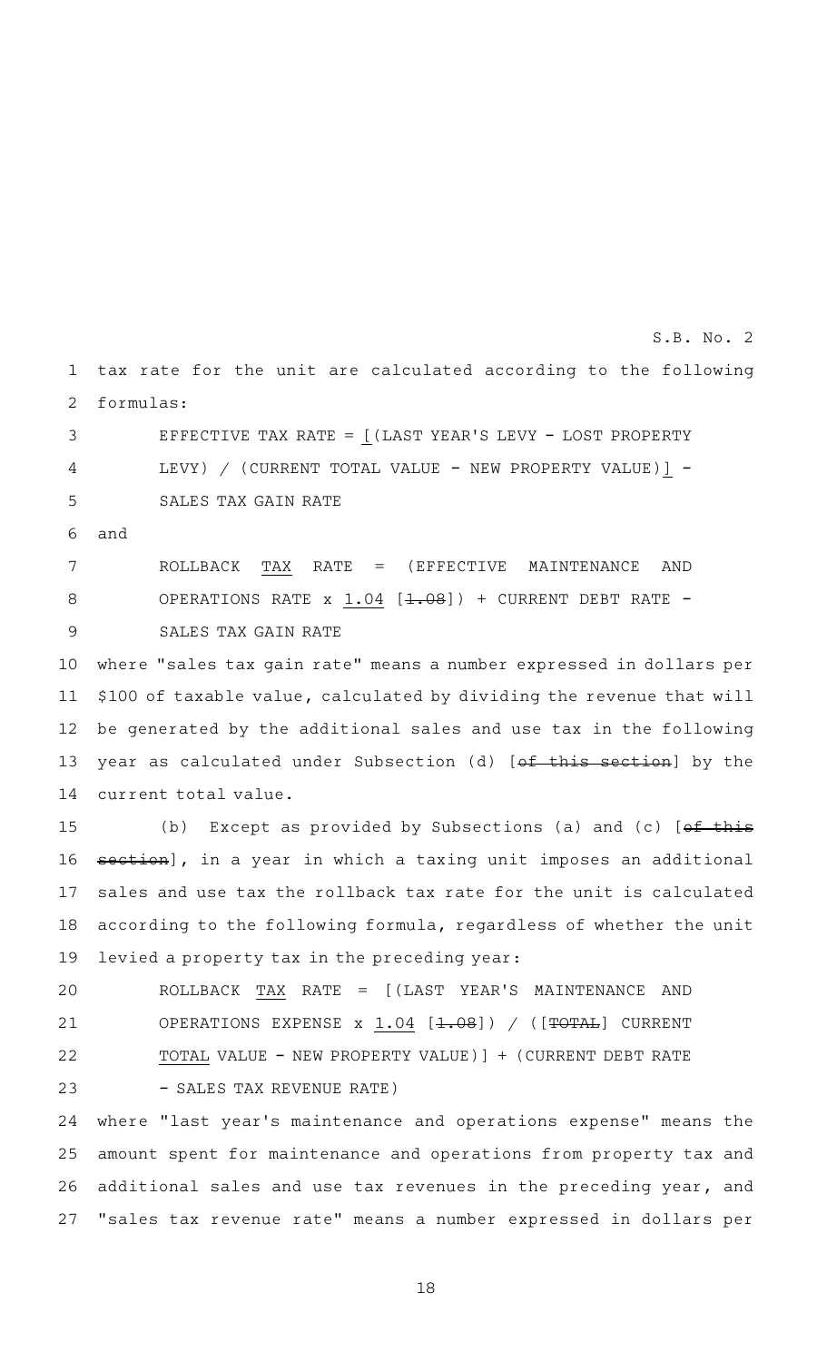tax rate for the unit are calculated according to the following formulas:

EFFECTIVE TAX RATE = [(LAST YEAR'S LEVY - LOST PROPERTY LEVY) / (CURRENT TOTAL VALUE - NEW PROPERTY VALUE)] - SALES TAX GAIN RATE

and

ROLLBACK TAX RATE = (EFFECTIVE MAINTENANCE AND OPERATIONS RATE x 1.04 [~~1.08~~]) + CURRENT DEBT RATE - SALES TAX GAIN RATE

where "sales tax gain rate" means a number expressed in dollars per $100 of taxable value, calculated by dividing the revenue that will be generated by the additional sales and use tax in the following year as calculated under Subsection (d) [~~of this section~~] by the current total value.

(b) Except as provided by Subsections (a) and (c) [~~of this section~~], in a year in which a taxing unit imposes an additional sales and use tax the rollback tax rate for the unit is calculated according to the following formula, regardless of whether the unit levied a property tax in the preceding year:

ROLLBACK TAX RATE = [(LAST YEAR'S MAINTENANCE AND OPERATIONS EXPENSE x 1.04 [~~1.08~~]) / ([~~TOTAL~~] CURRENT TOTAL VALUE - NEW PROPERTY VALUE)] + (CURRENT DEBT RATE - SALES TAX REVENUE RATE)

where "last year's maintenance and operations expense" means the amount spent for maintenance and operations from property tax and additional sales and use tax revenues in the preceding year, and "sales tax revenue rate" means a number expressed in dollars per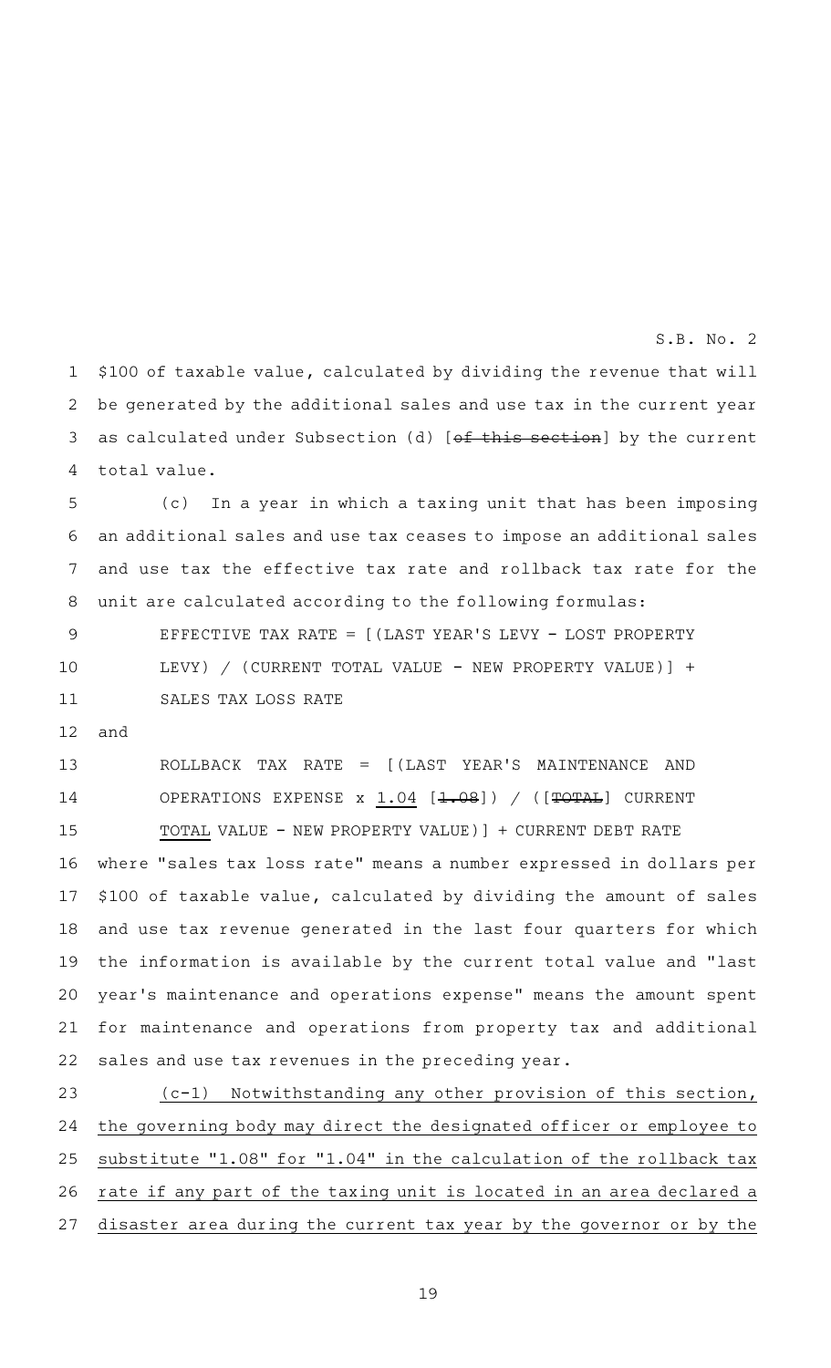$100 of taxable value, calculated by dividing the revenue that will be generated by the additional sales and use tax in the current year as calculated under Subsection (d) [~~of this section~~] by the current total value.

(c) In a year in which a taxing unit that has been imposing an additional sales and use tax ceases to impose an additional sales and use tax the effective tax rate and rollback tax rate for the unit are calculated according to the following formulas:

EFFECTIVE TAX RATE = [(LAST YEAR'S LEVY - LOST PROPERTY LEVY) / (CURRENT TOTAL VALUE - NEW PROPERTY VALUE)] + SALES TAX LOSS RATE

and

ROLLBACK TAX RATE = [(LAST YEAR'S MAINTENANCE AND OPERATIONS EXPENSE x <u>1.04</u> [~~1.08~~]) / ([~~TOTAL~~] CURRENT <u>TOTAL</u> VALUE - NEW PROPERTY VALUE)] + CURRENT DEBT RATE

where "sales tax loss rate" means a number expressed in dollars per $100 of taxable value, calculated by dividing the amount of sales and use tax revenue generated in the last four quarters for which the information is available by the current total value and "last year's maintenance and operations expense" means the amount spent for maintenance and operations from property tax and additional sales and use tax revenues in the preceding year.

<u>(c-1) Notwithstanding any other provision of this section, the governing body may direct the designated officer or employee to substitute "1.08" for "1.04" in the calculation of the rollback tax rate if any part of the taxing unit is located in an area declared a disaster area during the current tax year by the governor or by the</u>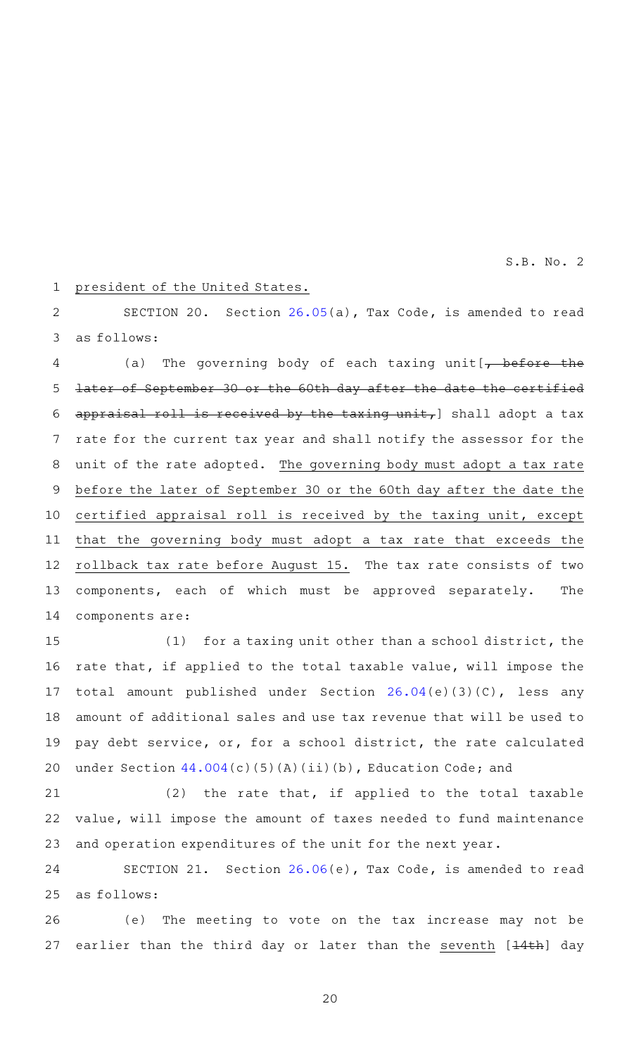president of the United States.

SECTION 20. Section 26.05(a), Tax Code, is amended to read as follows:

(a) The governing body of each taxing unit[~~, before the later of September 30 or the 60th day after the date the certified appraisal roll is received by the taxing unit,~~] shall adopt a tax rate for the current tax year and shall notify the assessor for the unit of the rate adopted. <u>The governing body must adopt a tax rate before the later of September 30 or the 60th day after the date the certified appraisal roll is received by the taxing unit, except that the governing body must adopt a tax rate that exceeds the rollback tax rate before August 15.</u> The tax rate consists of two components, each of which must be approved separately. The components are:

(1) for a taxing unit other than a school district, the rate that, if applied to the total taxable value, will impose the total amount published under Section 26.04(e)(3)(C), less any amount of additional sales and use tax revenue that will be used to pay debt service, or, for a school district, the rate calculated under Section 44.004(c)(5)(A)(ii)(b), Education Code; and

(2) the rate that, if applied to the total taxable value, will impose the amount of taxes needed to fund maintenance and operation expenditures of the unit for the next year.

SECTION 21. Section 26.06(e), Tax Code, is amended to read as follows:

(e) The meeting to vote on the tax increase may not be earlier than the third day or later than the <u>seventh</u> [~~14th~~] day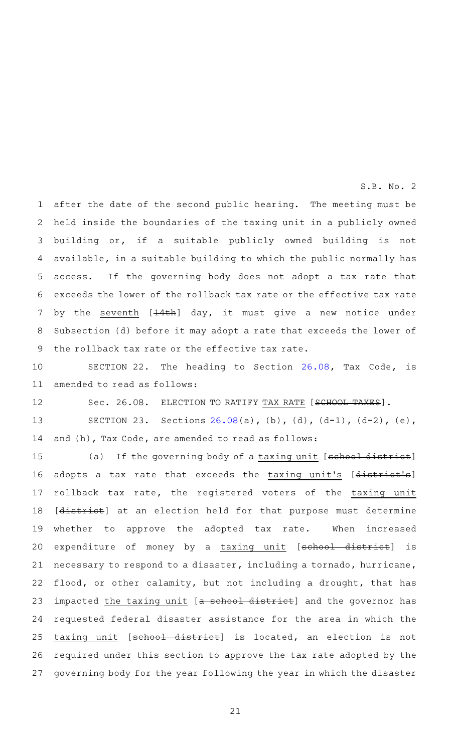after the date of the second public hearing. The meeting must be held inside the boundaries of the taxing unit in a publicly owned building or, if a suitable publicly owned building is not available, in a suitable building to which the public normally has access. If the governing body does not adopt a tax rate that exceeds the lower of the rollback tax rate or the effective tax rate by the seventh [~~14th~~] day, it must give a new notice under Subsection (d) before it may adopt a rate that exceeds the lower of the rollback tax rate or the effective tax rate.

SECTION 22. The heading to Section 26.08, Tax Code, is amended to read as follows:

Sec. 26.08. ELECTION TO RATIFY TAX RATE [~~SCHOOL TAXES~~].

SECTION 23. Sections 26.08(a), (b), (d), (d-1), (d-2), (e), and (h), Tax Code, are amended to read as follows:

(a) If the governing body of a taxing unit [~~school district~~] adopts a tax rate that exceeds the taxing unit's [~~district's~~] rollback tax rate, the registered voters of the taxing unit [~~district~~] at an election held for that purpose must determine whether to approve the adopted tax rate. When increased expenditure of money by a taxing unit [~~school district~~] is necessary to respond to a disaster, including a tornado, hurricane, flood, or other calamity, but not including a drought, that has impacted the taxing unit [~~a school district~~] and the governor has requested federal disaster assistance for the area in which the taxing unit [~~school district~~] is located, an election is not required under this section to approve the tax rate adopted by the governing body for the year following the year in which the disaster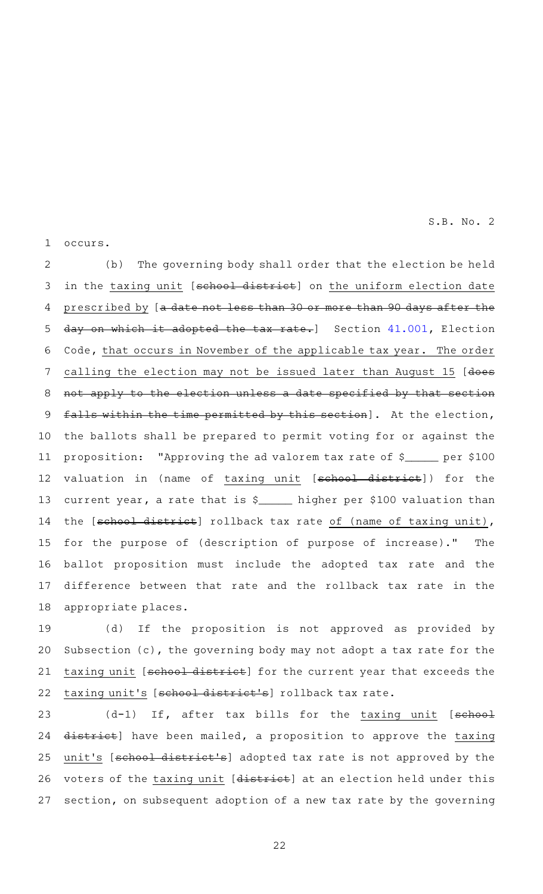occurs.

(b) The governing body shall order that the election be held in the taxing unit [~~school district~~] on the uniform election date prescribed by [~~a date not less than 30 or more than 90 days after the day on which it adopted the tax rate.~~] Section 41.001, Election Code, that occurs in November of the applicable tax year. The order calling the election may not be issued later than August 15 [~~does not apply to the election unless a date specified by that section falls within the time permitted by this section~~]. At the election, the ballots shall be prepared to permit voting for or against the proposition: "Approving the ad valorem tax rate of $_____ per $100 valuation in (name of taxing unit [~~school district~~]) for the current year, a rate that is $_____ higher per $100 valuation than the [~~school district~~] rollback tax rate of (name of taxing unit), for the purpose of (description of purpose of increase)." The ballot proposition must include the adopted tax rate and the difference between that rate and the rollback tax rate in the appropriate places.

(d) If the proposition is not approved as provided by Subsection (c), the governing body may not adopt a tax rate for the taxing unit [~~school district~~] for the current year that exceeds the taxing unit's [~~school district's~~] rollback tax rate.

(d-1) If, after tax bills for the taxing unit [~~school district~~] have been mailed, a proposition to approve the taxing unit's [~~school district's~~] adopted tax rate is not approved by the voters of the taxing unit [~~district~~] at an election held under this section, on subsequent adoption of a new tax rate by the governing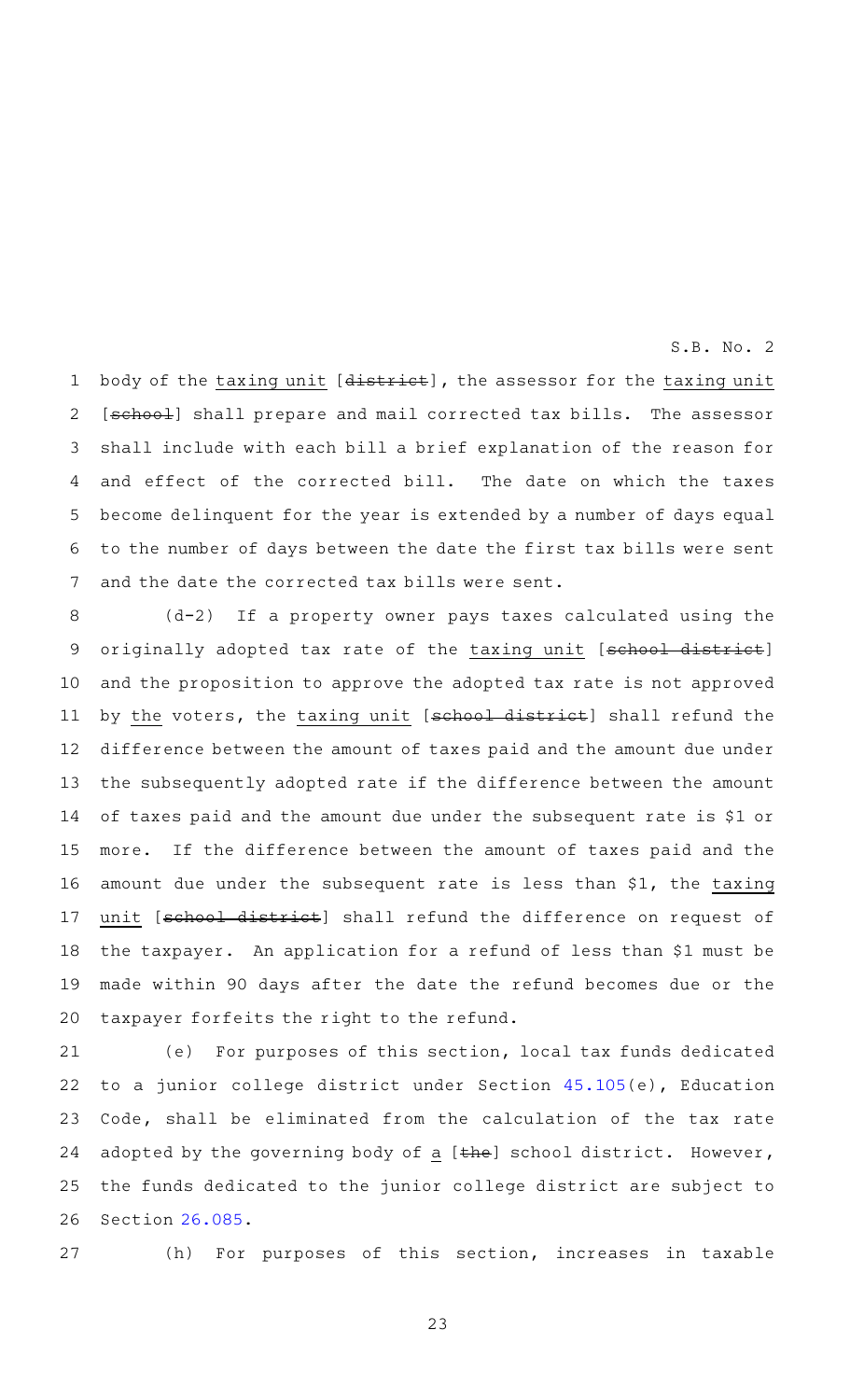body of the taxing unit [district], the assessor for the taxing unit [school] shall prepare and mail corrected tax bills. The assessor shall include with each bill a brief explanation of the reason for and effect of the corrected bill. The date on which the taxes become delinquent for the year is extended by a number of days equal to the number of days between the date the first tax bills were sent and the date the corrected tax bills were sent.

(d-2) If a property owner pays taxes calculated using the originally adopted tax rate of the taxing unit [school district] and the proposition to approve the adopted tax rate is not approved by the voters, the taxing unit [school district] shall refund the difference between the amount of taxes paid and the amount due under the subsequently adopted rate if the difference between the amount of taxes paid and the amount due under the subsequent rate is $1 or more. If the difference between the amount of taxes paid and the amount due under the subsequent rate is less than $1, the taxing unit [school district] shall refund the difference on request of the taxpayer. An application for a refund of less than $1 must be made within 90 days after the date the refund becomes due or the taxpayer forfeits the right to the refund.

(e) For purposes of this section, local tax funds dedicated to a junior college district under Section 45.105(e), Education Code, shall be eliminated from the calculation of the tax rate adopted by the governing body of a [the] school district. However, the funds dedicated to the junior college district are subject to Section 26.085.

(h) For purposes of this section, increases in taxable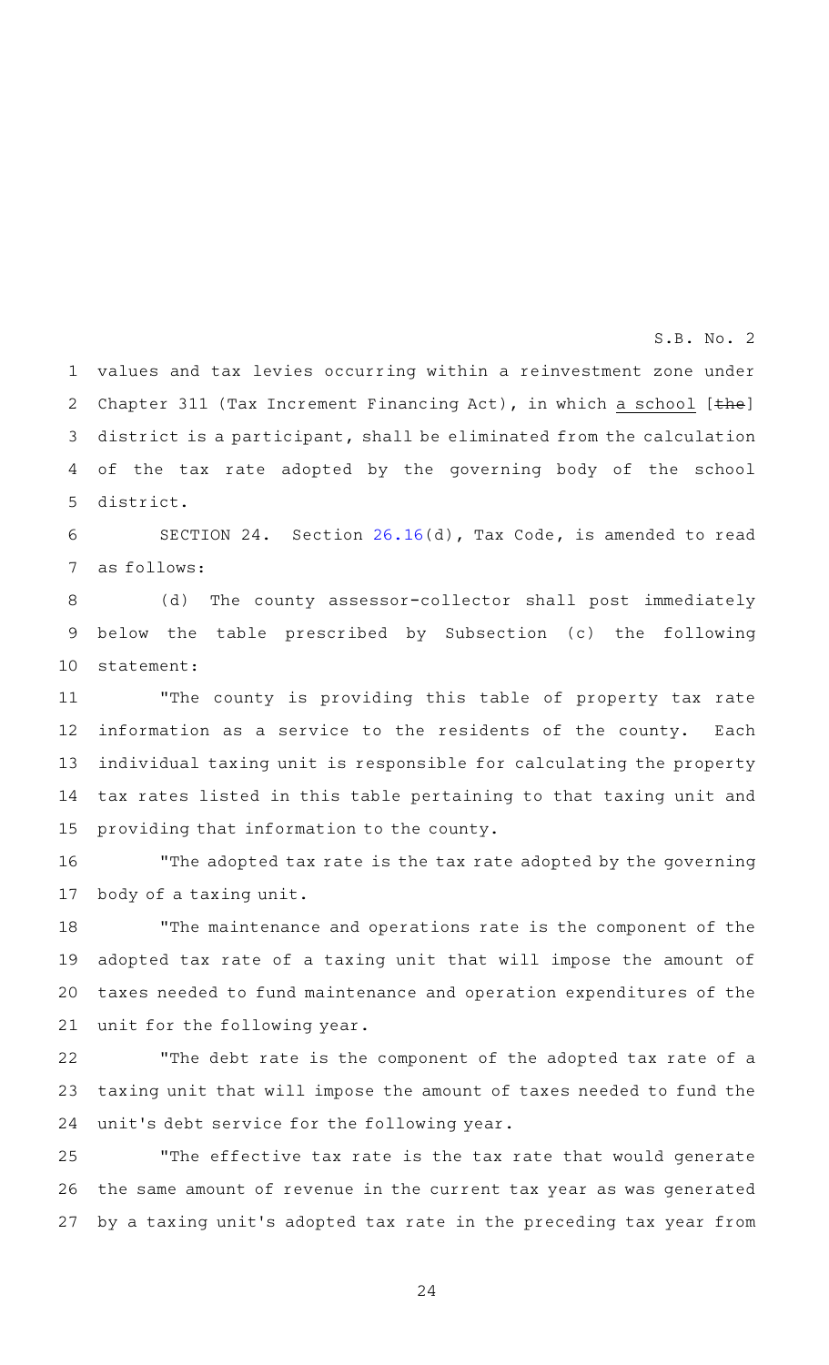values and tax levies occurring within a reinvestment zone under Chapter 311 (Tax Increment Financing Act), in which a school [~~the~~] district is a participant, shall be eliminated from the calculation of the tax rate adopted by the governing body of the school district.

SECTION 24. Section 26.16(d), Tax Code, is amended to read as follows:

(d) The county assessor-collector shall post immediately below the table prescribed by Subsection (c) the following statement:

"The county is providing this table of property tax rate information as a service to the residents of the county. Each individual taxing unit is responsible for calculating the property tax rates listed in this table pertaining to that taxing unit and providing that information to the county.

"The adopted tax rate is the tax rate adopted by the governing body of a taxing unit.

"The maintenance and operations rate is the component of the adopted tax rate of a taxing unit that will impose the amount of taxes needed to fund maintenance and operation expenditures of the unit for the following year.

"The debt rate is the component of the adopted tax rate of a taxing unit that will impose the amount of taxes needed to fund the unit's debt service for the following year.

"The effective tax rate is the tax rate that would generate the same amount of revenue in the current tax year as was generated by a taxing unit's adopted tax rate in the preceding tax year from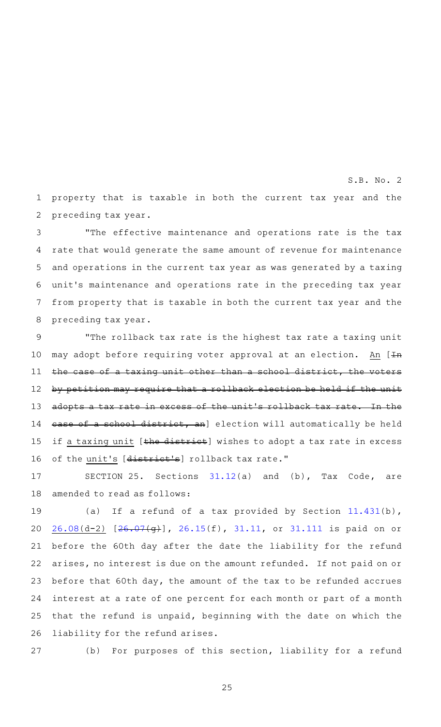property that is taxable in both the current tax year and the preceding tax year.

"The effective maintenance and operations rate is the tax rate that would generate the same amount of revenue for maintenance and operations in the current tax year as was generated by a taxing unit's maintenance and operations rate in the preceding tax year from property that is taxable in both the current tax year and the preceding tax year.

"The rollback tax rate is the highest tax rate a taxing unit may adopt before requiring voter approval at an election. An [~~In the case of a taxing unit other than a school district, the voters by petition may require that a rollback election be held if the unit adopts a tax rate in excess of the unit's rollback tax rate. In the case of a school district, an~~] election will automatically be held if a taxing unit [~~the district~~] wishes to adopt a tax rate in excess of the unit's [~~district's~~] rollback tax rate."

SECTION 25. Sections 31.12(a) and (b), Tax Code, are amended to read as follows:

(a) If a refund of a tax provided by Section 11.431(b), 26.08(d-2) [~~26.07(g)~~], 26.15(f), 31.11, or 31.111 is paid on or before the 60th day after the date the liability for the refund arises, no interest is due on the amount refunded. If not paid on or before that 60th day, the amount of the tax to be refunded accrues interest at a rate of one percent for each month or part of a month that the refund is unpaid, beginning with the date on which the liability for the refund arises.

(b) For purposes of this section, liability for a refund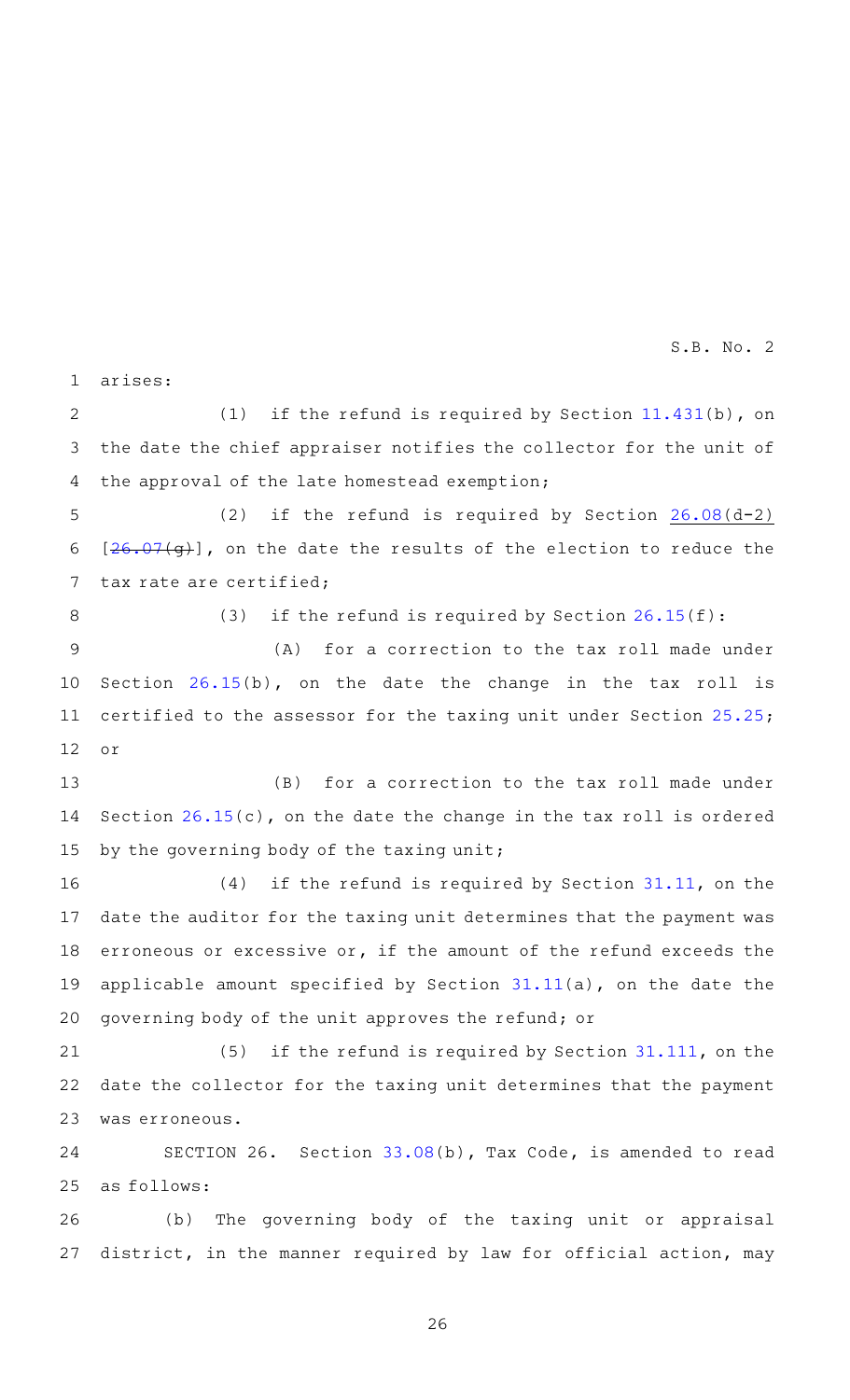arises:

(1) if the refund is required by Section 11.431(b), on the date the chief appraiser notifies the collector for the unit of the approval of the late homestead exemption;

(2) if the refund is required by Section 26.08(d-2) [~~26.07(g)~~], on the date the results of the election to reduce the tax rate are certified;

(3) if the refund is required by Section 26.15(f):

(A) for a correction to the tax roll made under Section 26.15(b), on the date the change in the tax roll is certified to the assessor for the taxing unit under Section 25.25; or

(B) for a correction to the tax roll made under Section 26.15(c), on the date the change in the tax roll is ordered by the governing body of the taxing unit;

(4) if the refund is required by Section 31.11, on the date the auditor for the taxing unit determines that the payment was erroneous or excessive or, if the amount of the refund exceeds the applicable amount specified by Section 31.11(a), on the date the governing body of the unit approves the refund; or

(5) if the refund is required by Section 31.111, on the date the collector for the taxing unit determines that the payment was erroneous.

SECTION 26. Section 33.08(b), Tax Code, is amended to read as follows:

(b) The governing body of the taxing unit or appraisal district, in the manner required by law for official action, may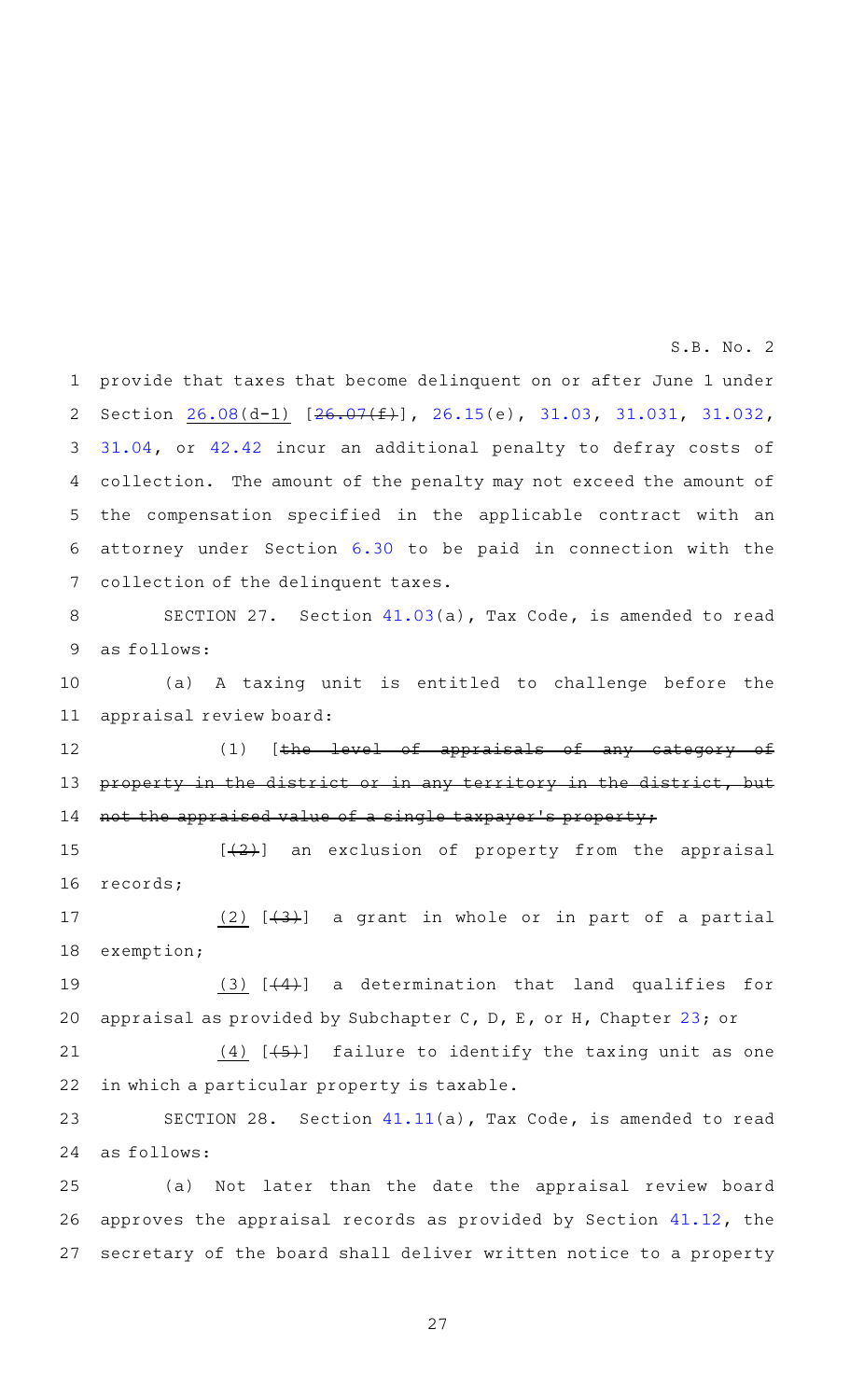provide that taxes that become delinquent on or after June 1 under Section 26.08(d-1) [~~26.07(f)~~], 26.15(e), 31.03, 31.031, 31.032, 31.04, or 42.42 incur an additional penalty to defray costs of collection. The amount of the penalty may not exceed the amount of the compensation specified in the applicable contract with an attorney under Section 6.30 to be paid in connection with the collection of the delinquent taxes.

SECTION 27. Section 41.03(a), Tax Code, is amended to read as follows:

(a) A taxing unit is entitled to challenge before the appraisal review board:

(1) [~~the level of appraisals of any category of property in the district or in any territory in the district, but not the appraised value of a single taxpayer's property;~~

[~~(2)~~] an exclusion of property from the appraisal records;

(2) [~~(3)~~] a grant in whole or in part of a partial exemption;

(3) [~~(4)~~] a determination that land qualifies for appraisal as provided by Subchapter C, D, E, or H, Chapter 23; or

(4) [~~(5)~~] failure to identify the taxing unit as one in which a particular property is taxable.

SECTION 28. Section 41.11(a), Tax Code, is amended to read as follows:

(a) Not later than the date the appraisal review board approves the appraisal records as provided by Section 41.12, the secretary of the board shall deliver written notice to a property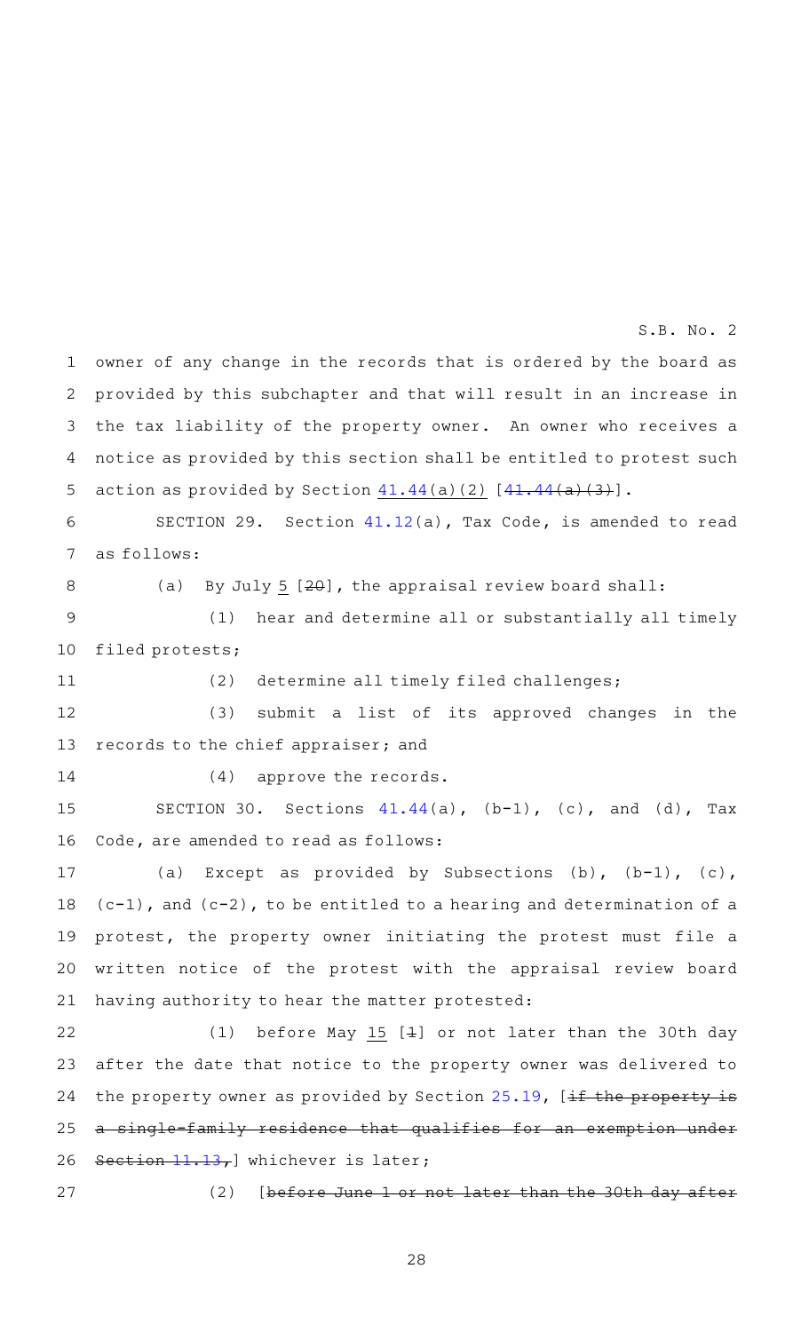owner of any change in the records that is ordered by the board as provided by this subchapter and that will result in an increase in the tax liability of the property owner. An owner who receives a notice as provided by this section shall be entitled to protest such action as provided by Section 41.44(a)(2) [~~41.44(a)(3)~~].

SECTION 29. Section 41.12(a), Tax Code, is amended to read as follows:

(a) By July 5 [~~20~~], the appraisal review board shall:

(1) hear and determine all or substantially all timely filed protests;

(2) determine all timely filed challenges;

(3) submit a list of its approved changes in the records to the chief appraiser; and

(4) approve the records.

SECTION 30. Sections 41.44(a), (b-1), (c), and (d), Tax Code, are amended to read as follows:

(a) Except as provided by Subsections (b), (b-1), (c), (c-1), and (c-2), to be entitled to a hearing and determination of a protest, the property owner initiating the protest must file a written notice of the protest with the appraisal review board having authority to hear the matter protested:

(1) before May 15 [~~1~~] or not later than the 30th day after the date that notice to the property owner was delivered to the property owner as provided by Section 25.19, [~~if the property is a single-family residence that qualifies for an exemption under Section 11.13,~~] whichever is later;

(2) [~~before June 1 or not later than the 30th day after~~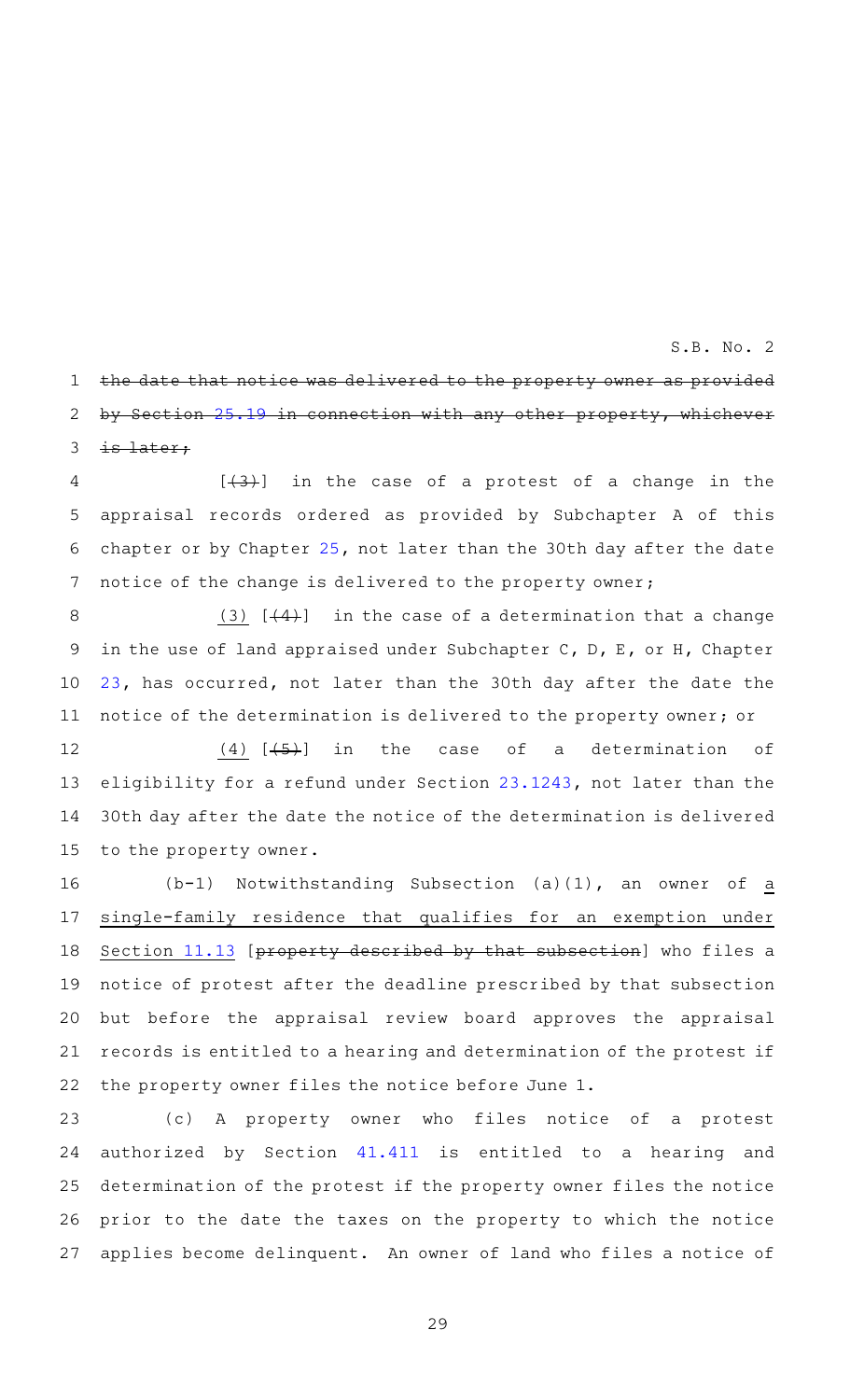~~the date that notice was delivered to the property owner as provided by Section 25.19 in connection with any other property, whichever is later;~~

[~~(3)~~] in the case of a protest of a change in the appraisal records ordered as provided by Subchapter A of this chapter or by Chapter 25, not later than the 30th day after the date notice of the change is delivered to the property owner;

<u>(3)</u> [~~(4)~~] in the case of a determination that a change in the use of land appraised under Subchapter C, D, E, or H, Chapter 23, has occurred, not later than the 30th day after the date the notice of the determination is delivered to the property owner; or

<u>(4)</u> [~~(5)~~] in the case of a determination of eligibility for a refund under Section 23.1243, not later than the 30th day after the date the notice of the determination is delivered to the property owner.

(b-1) Notwithstanding Subsection (a)(1), an owner of <u>a single-family residence that qualifies for an exemption under Section 11.13</u> [~~property described by that subsection~~] who files a notice of protest after the deadline prescribed by that subsection but before the appraisal review board approves the appraisal records is entitled to a hearing and determination of the protest if the property owner files the notice before June 1.

(c) A property owner who files notice of a protest authorized by Section 41.411 is entitled to a hearing and determination of the protest if the property owner files the notice prior to the date the taxes on the property to which the notice applies become delinquent. An owner of land who files a notice of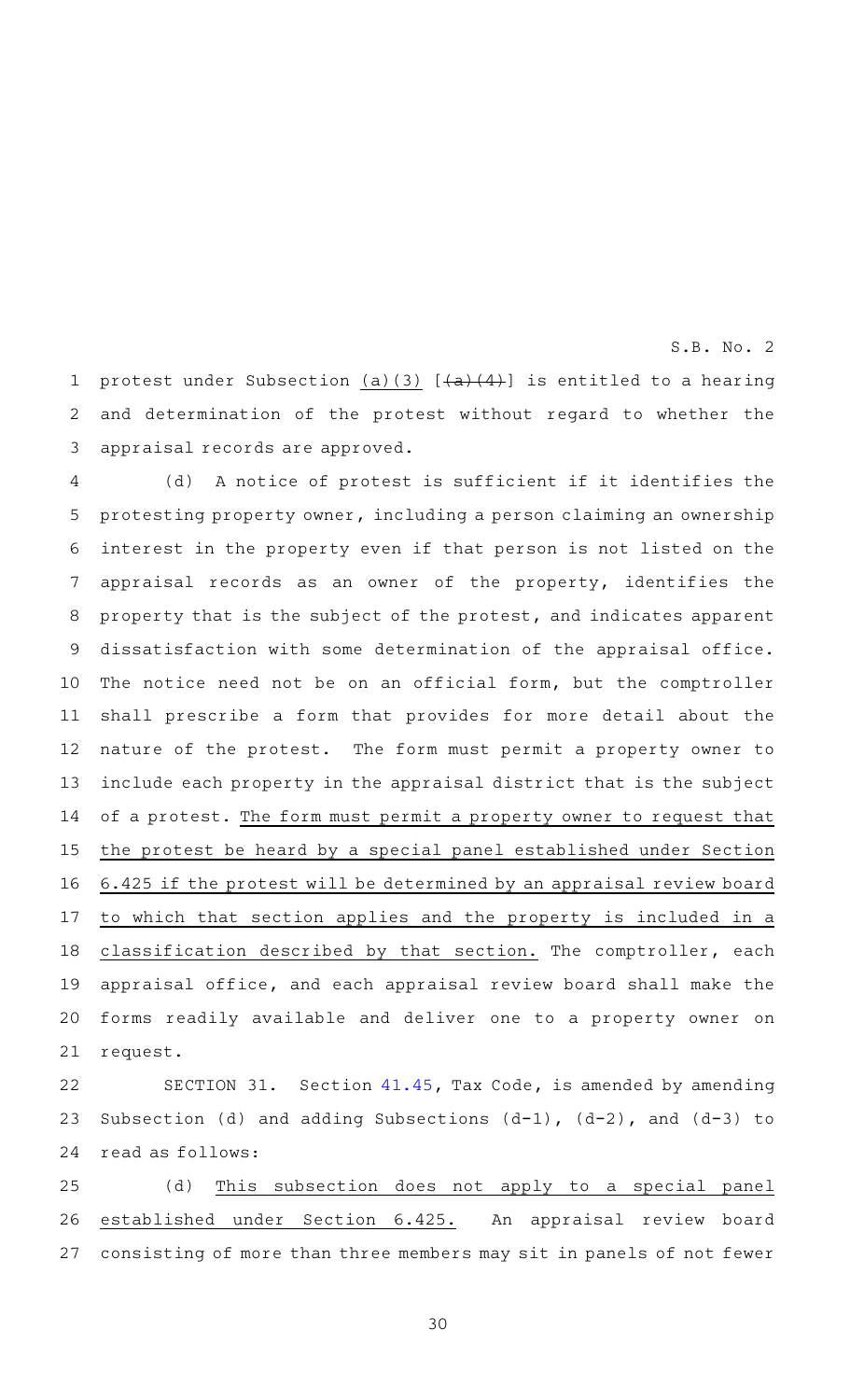protest under Subsection (a)(3) [~~(a)(4)~~] is entitled to a hearing and determination of the protest without regard to whether the appraisal records are approved.

(d) A notice of protest is sufficient if it identifies the protesting property owner, including a person claiming an ownership interest in the property even if that person is not listed on the appraisal records as an owner of the property, identifies the property that is the subject of the protest, and indicates apparent dissatisfaction with some determination of the appraisal office. The notice need not be on an official form, but the comptroller shall prescribe a form that provides for more detail about the nature of the protest. The form must permit a property owner to include each property in the appraisal district that is the subject of a protest. <u>The form must permit a property owner to request that the protest be heard by a special panel established under Section 6.425 if the protest will be determined by an appraisal review board to which that section applies and the property is included in a classification described by that section.</u> The comptroller, each appraisal office, and each appraisal review board shall make the forms readily available and deliver one to a property owner on request.

SECTION 31. Section 41.45, Tax Code, is amended by amending Subsection (d) and adding Subsections (d-1), (d-2), and (d-3) to read as follows:

(d) <u>This subsection does not apply to a special panel established under Section 6.425.</u> An appraisal review board consisting of more than three members may sit in panels of not fewer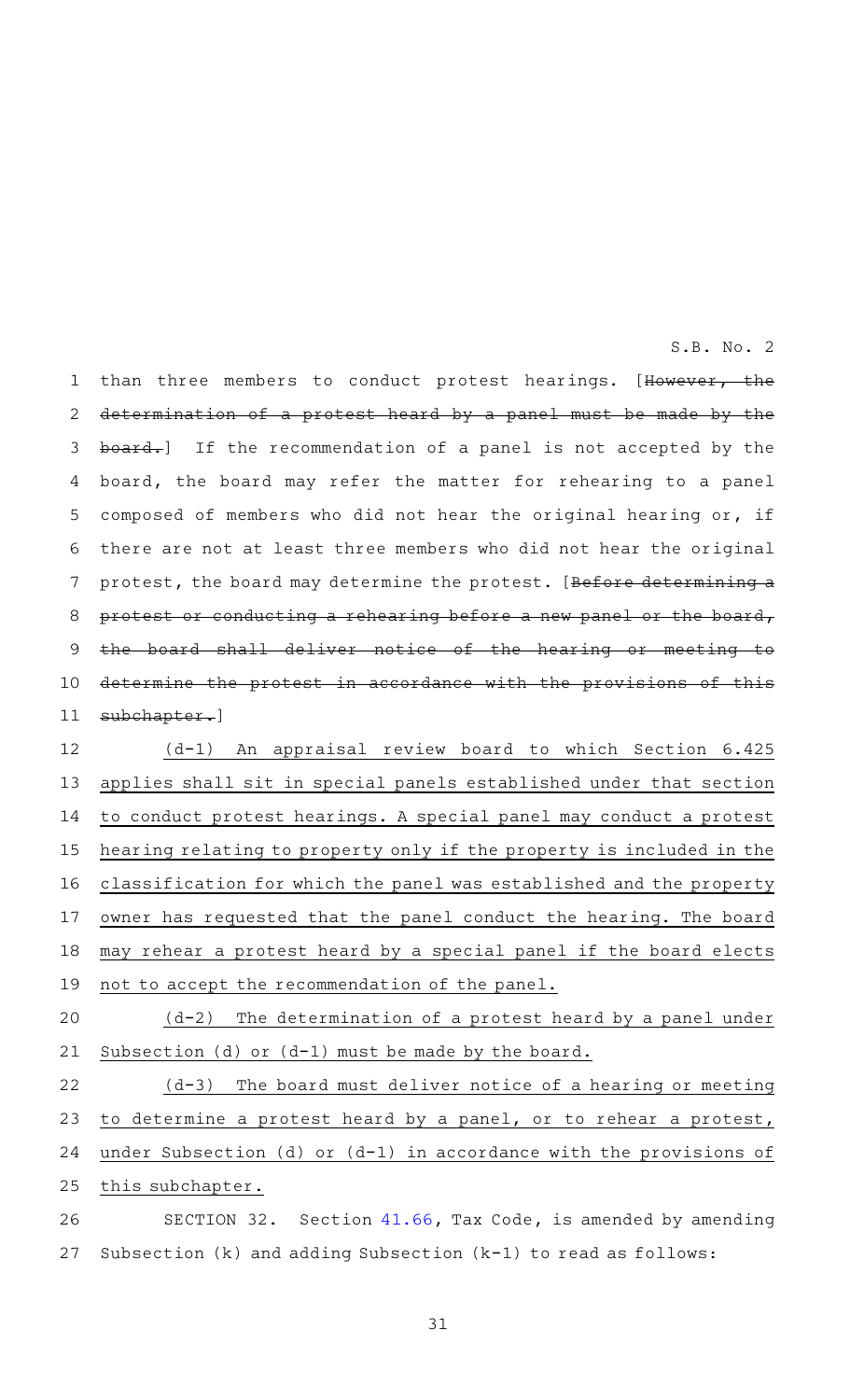than three members to conduct protest hearings. [~~However, the determination of a protest heard by a panel must be made by the board.~~] If the recommendation of a panel is not accepted by the board, the board may refer the matter for rehearing to a panel composed of members who did not hear the original hearing or, if there are not at least three members who did not hear the original protest, the board may determine the protest. [~~Before determining a protest or conducting a rehearing before a new panel or the board, the board shall deliver notice of the hearing or meeting to determine the protest in accordance with the provisions of this subchapter.~~]

(d-1) An appraisal review board to which Section 6.425 applies shall sit in special panels established under that section to conduct protest hearings. A special panel may conduct a protest hearing relating to property only if the property is included in the classification for which the panel was established and the property owner has requested that the panel conduct the hearing. The board may rehear a protest heard by a special panel if the board elects not to accept the recommendation of the panel.

(d-2) The determination of a protest heard by a panel under Subsection (d) or (d-1) must be made by the board.

(d-3) The board must deliver notice of a hearing or meeting to determine a protest heard by a panel, or to rehear a protest, under Subsection (d) or (d-1) in accordance with the provisions of this subchapter.

SECTION 32. Section 41.66, Tax Code, is amended by amending Subsection (k) and adding Subsection (k-1) to read as follows: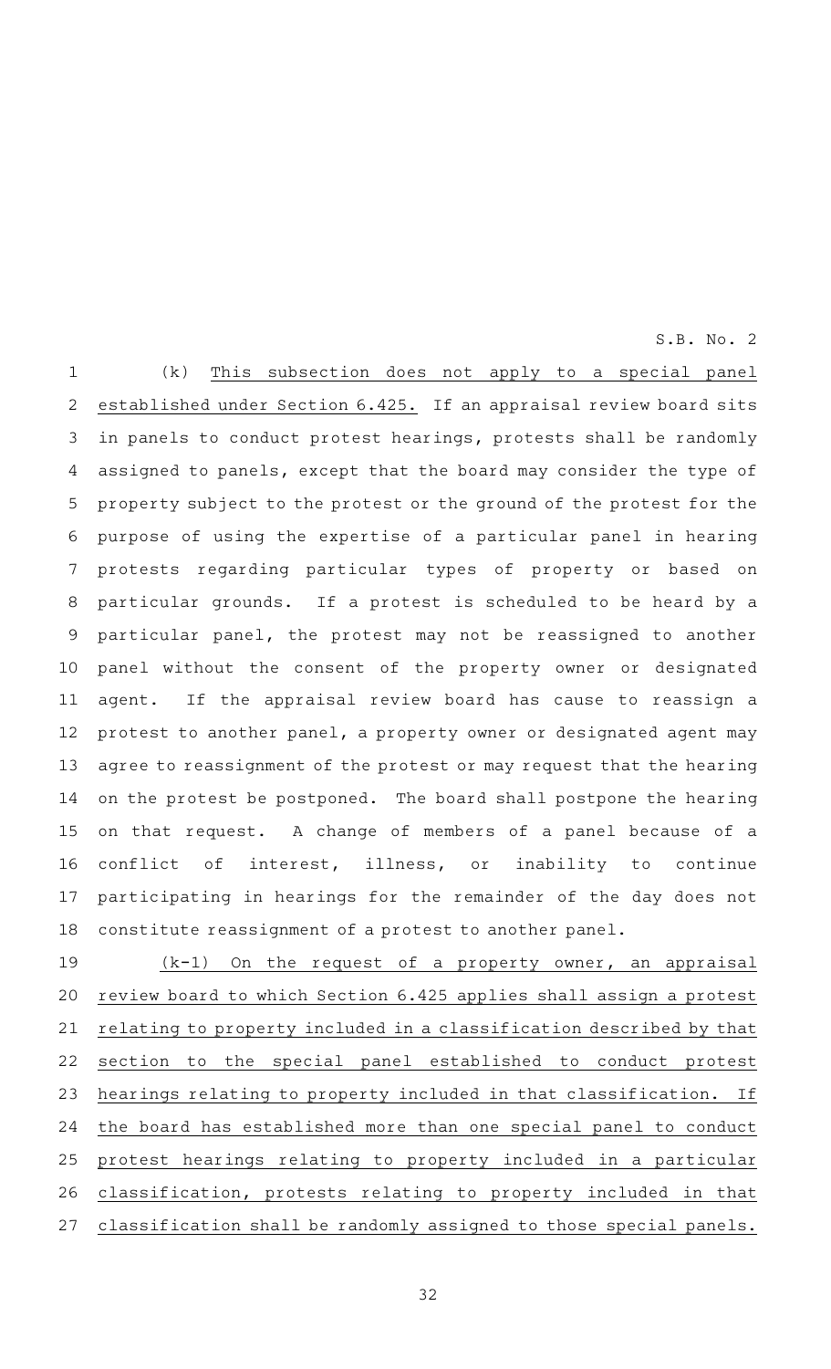(k) This subsection does not apply to a special panel established under Section 6.425. If an appraisal review board sits in panels to conduct protest hearings, protests shall be randomly assigned to panels, except that the board may consider the type of property subject to the protest or the ground of the protest for the purpose of using the expertise of a particular panel in hearing protests regarding particular types of property or based on particular grounds. If a protest is scheduled to be heard by a particular panel, the protest may not be reassigned to another panel without the consent of the property owner or designated agent. If the appraisal review board has cause to reassign a protest to another panel, a property owner or designated agent may agree to reassignment of the protest or may request that the hearing on the protest be postponed. The board shall postpone the hearing on that request. A change of members of a panel because of a conflict of interest, illness, or inability to continue participating in hearings for the remainder of the day does not constitute reassignment of a protest to another panel.

(k-1) On the request of a property owner, an appraisal review board to which Section 6.425 applies shall assign a protest relating to property included in a classification described by that section to the special panel established to conduct protest hearings relating to property included in that classification. If the board has established more than one special panel to conduct protest hearings relating to property included in a particular classification, protests relating to property included in that classification shall be randomly assigned to those special panels.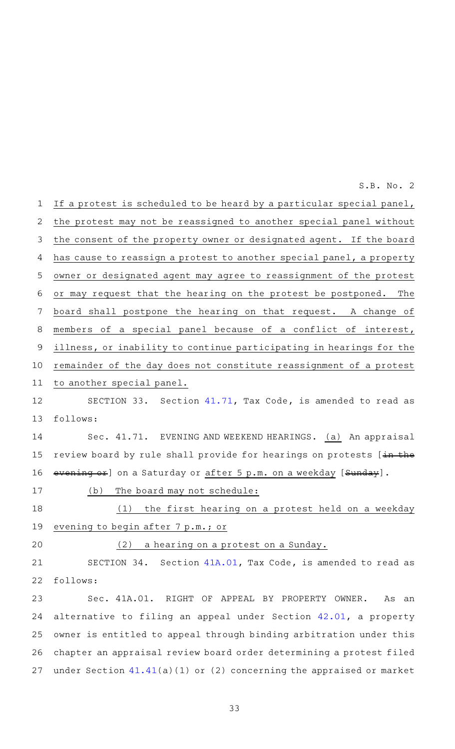If a protest is scheduled to be heard by a particular special panel, the protest may not be reassigned to another special panel without the consent of the property owner or designated agent. If the board has cause to reassign a protest to another special panel, a property owner or designated agent may agree to reassignment of the protest or may request that the hearing on the protest be postponed. The board shall postpone the hearing on that request. A change of members of a special panel because of a conflict of interest, illness, or inability to continue participating in hearings for the remainder of the day does not constitute reassignment of a protest to another special panel.

SECTION 33. Section 41.71, Tax Code, is amended to read as follows:

Sec. 41.71. EVENING AND WEEKEND HEARINGS. (a) An appraisal review board by rule shall provide for hearings on protests [~~in the evening or~~] on a Saturday or after 5 p.m. on a weekday [~~Sunday~~].

(b) The board may not schedule:

(1) the first hearing on a protest held on a weekday evening to begin after 7 p.m.; or

(2) a hearing on a protest on a Sunday.

SECTION 34. Section 41A.01, Tax Code, is amended to read as follows:

Sec. 41A.01. RIGHT OF APPEAL BY PROPERTY OWNER. As an alternative to filing an appeal under Section 42.01, a property owner is entitled to appeal through binding arbitration under this chapter an appraisal review board order determining a protest filed under Section 41.41(a)(1) or (2) concerning the appraised or market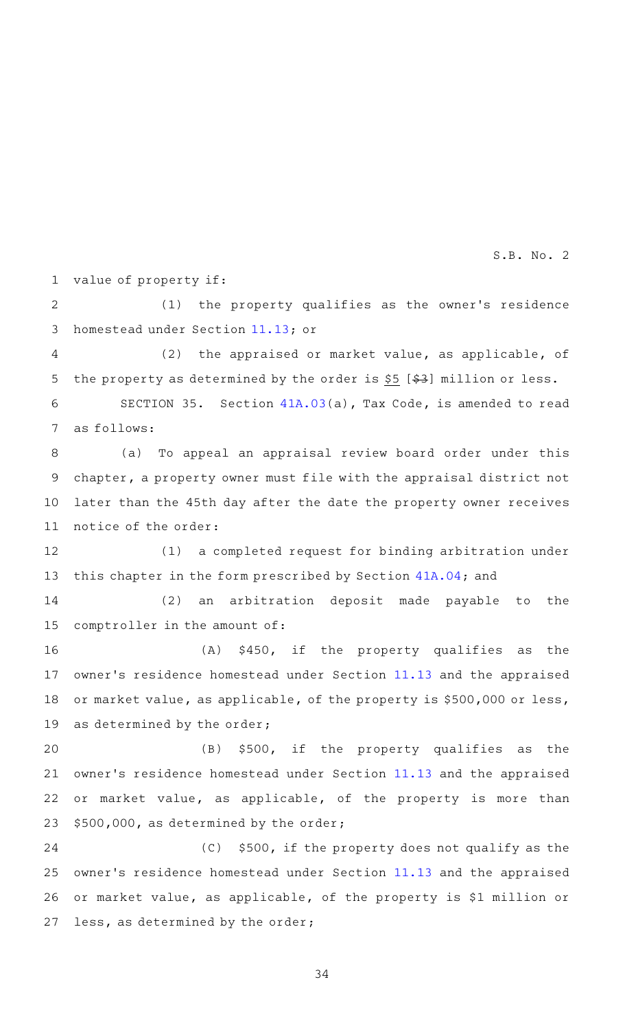value of property if:

(1) the property qualifies as the owner's residence homestead under Section 11.13; or

(2) the appraised or market value, as applicable, of the property as determined by the order is $5 [~~$3~~] million or less.

SECTION 35. Section 41A.03(a), Tax Code, is amended to read as follows:

(a) To appeal an appraisal review board order under this chapter, a property owner must file with the appraisal district not later than the 45th day after the date the property owner receives notice of the order:

(1) a completed request for binding arbitration under this chapter in the form prescribed by Section 41A.04; and

(2) an arbitration deposit made payable to the comptroller in the amount of:

(A) $450, if the property qualifies as the owner's residence homestead under Section 11.13 and the appraised or market value, as applicable, of the property is $500,000 or less, as determined by the order;

(B) $500, if the property qualifies as the owner's residence homestead under Section 11.13 and the appraised or market value, as applicable, of the property is more than $500,000, as determined by the order;

(C) $500, if the property does not qualify as the owner's residence homestead under Section 11.13 and the appraised or market value, as applicable, of the property is $1 million or less, as determined by the order;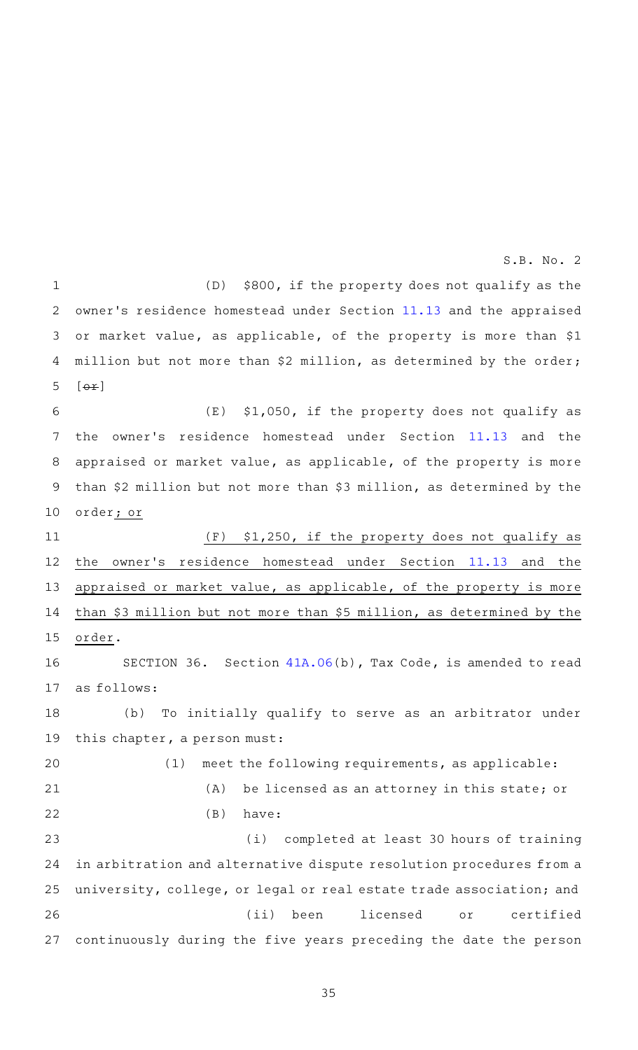(D) $800, if the property does not qualify as the owner's residence homestead under Section 11.13 and the appraised or market value, as applicable, of the property is more than $1 million but not more than $2 million, as determined by the order; [~~or~~]

(E) $1,050, if the property does not qualify as the owner's residence homestead under Section 11.13 and the appraised or market value, as applicable, of the property is more than $2 million but not more than $3 million, as determined by the order; or

(F) $1,250, if the property does not qualify as the owner's residence homestead under Section 11.13 and the appraised or market value, as applicable, of the property is more than $3 million but not more than $5 million, as determined by the order.

SECTION 36. Section 41A.06(b), Tax Code, is amended to read as follows:

(b) To initially qualify to serve as an arbitrator under this chapter, a person must:

(1) meet the following requirements, as applicable:

(A) be licensed as an attorney in this state; or

(B) have:

(i) completed at least 30 hours of training in arbitration and alternative dispute resolution procedures from a university, college, or legal or real estate trade association; and

(ii) been licensed or certified continuously during the five years preceding the date the person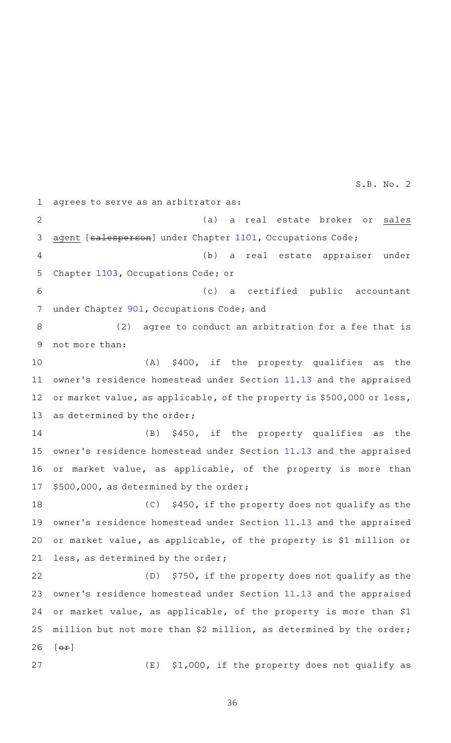agrees to serve as an arbitrator as:

(a) a real estate broker or sales agent [~~salesperson~~] under Chapter 1101, Occupations Code;

(b) a real estate appraiser under Chapter 1103, Occupations Code; or

(c) a certified public accountant under Chapter 901, Occupations Code; and

(2) agree to conduct an arbitration for a fee that is not more than:

(A) $400, if the property qualifies as the owner's residence homestead under Section 11.13 and the appraised or market value, as applicable, of the property is $500,000 or less, as determined by the order;

(B) $450, if the property qualifies as the owner's residence homestead under Section 11.13 and the appraised or market value, as applicable, of the property is more than $500,000, as determined by the order;

(C) $450, if the property does not qualify as the owner's residence homestead under Section 11.13 and the appraised or market value, as applicable, of the property is $1 million or less, as determined by the order;

(D) $750, if the property does not qualify as the owner's residence homestead under Section 11.13 and the appraised or market value, as applicable, of the property is more than $1 million but not more than $2 million, as determined by the order; [~~or~~]

(E) $1,000, if the property does not qualify as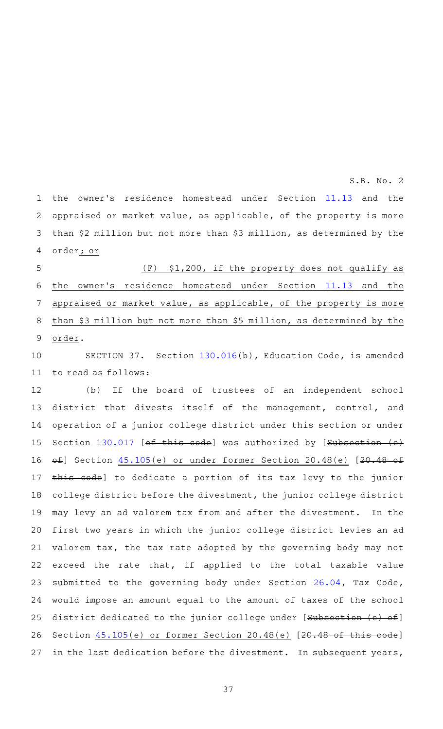the owner's residence homestead under Section 11.13 and the appraised or market value, as applicable, of the property is more than $2 million but not more than $3 million, as determined by the order; or

(F) $1,200, if the property does not qualify as the owner's residence homestead under Section 11.13 and the appraised or market value, as applicable, of the property is more than $3 million but not more than $5 million, as determined by the order.

SECTION 37. Section 130.016(b), Education Code, is amended to read as follows:

(b) If the board of trustees of an independent school district that divests itself of the management, control, and operation of a junior college district under this section or under Section 130.017 [~~of this code~~] was authorized by [~~Subsection (e) of~~] Section 45.105(e) or under former Section 20.48(e) [~~20.48 of this code~~] to dedicate a portion of its tax levy to the junior college district before the divestment, the junior college district may levy an ad valorem tax from and after the divestment. In the first two years in which the junior college district levies an ad valorem tax, the tax rate adopted by the governing body may not exceed the rate that, if applied to the total taxable value submitted to the governing body under Section 26.04, Tax Code, would impose an amount equal to the amount of taxes of the school district dedicated to the junior college under [~~Subsection (e) of~~] Section 45.105(e) or former Section 20.48(e) [~~20.48 of this code~~] in the last dedication before the divestment. In subsequent years,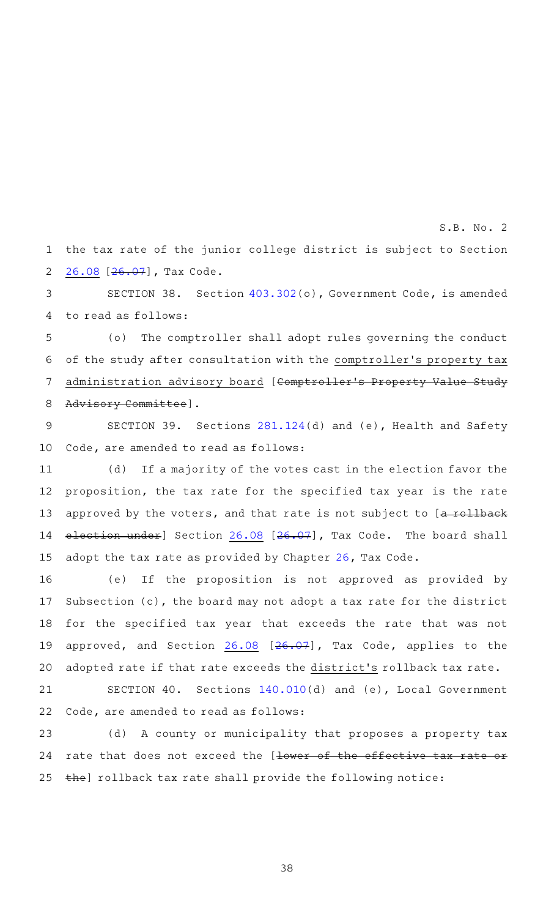the tax rate of the junior college district is subject to Section 26.08 [~~26.07~~], Tax Code.

SECTION 38. Section 403.302(o), Government Code, is amended to read as follows:

(o) The comptroller shall adopt rules governing the conduct of the study after consultation with the comptroller's property tax administration advisory board [~~Comptroller's Property Value Study Advisory Committee~~].

SECTION 39. Sections 281.124(d) and (e), Health and Safety Code, are amended to read as follows:

(d) If a majority of the votes cast in the election favor the proposition, the tax rate for the specified tax year is the rate approved by the voters, and that rate is not subject to [~~a rollback election under~~] Section 26.08 [~~26.07~~], Tax Code. The board shall adopt the tax rate as provided by Chapter 26, Tax Code.

(e) If the proposition is not approved as provided by Subsection (c), the board may not adopt a tax rate for the district for the specified tax year that exceeds the rate that was not approved, and Section 26.08 [~~26.07~~], Tax Code, applies to the adopted rate if that rate exceeds the district's rollback tax rate.

SECTION 40. Sections 140.010(d) and (e), Local Government Code, are amended to read as follows:

(d) A county or municipality that proposes a property tax rate that does not exceed the [~~lower of the effective tax rate or the~~] rollback tax rate shall provide the following notice: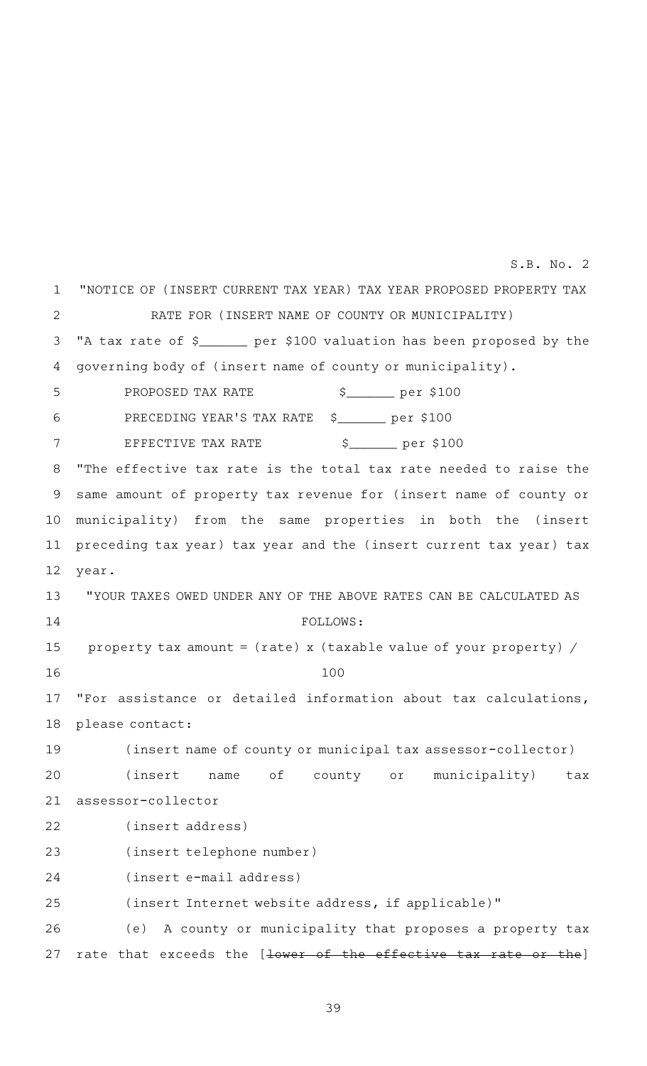"NOTICE OF (INSERT CURRENT TAX YEAR) TAX YEAR PROPOSED PROPERTY TAX RATE FOR (INSERT NAME OF COUNTY OR MUNICIPALITY)

"A tax rate of $______ per $100 valuation has been proposed by the governing body of (insert name of county or municipality).

PROPOSED TAX RATE $______ per $100

PRECEDING YEAR'S TAX RATE $______ per $100

EFFECTIVE TAX RATE $______ per $100

"The effective tax rate is the total tax rate needed to raise the same amount of property tax revenue for (insert name of county or municipality) from the same properties in both the (insert preceding tax year) tax year and the (insert current tax year) tax year.

"YOUR TAXES OWED UNDER ANY OF THE ABOVE RATES CAN BE CALCULATED AS FOLLOWS:

property tax amount = (rate) x (taxable value of your property) / 100

"For assistance or detailed information about tax calculations, please contact:

(insert name of county or municipal tax assessor-collector)

(insert name of county or municipality) tax assessor-collector

(insert address)

(insert telephone number)

(insert e-mail address)

(insert Internet website address, if applicable)"

(e) A county or municipality that proposes a property tax rate that exceeds the [~~lower of the effective tax rate or the~~]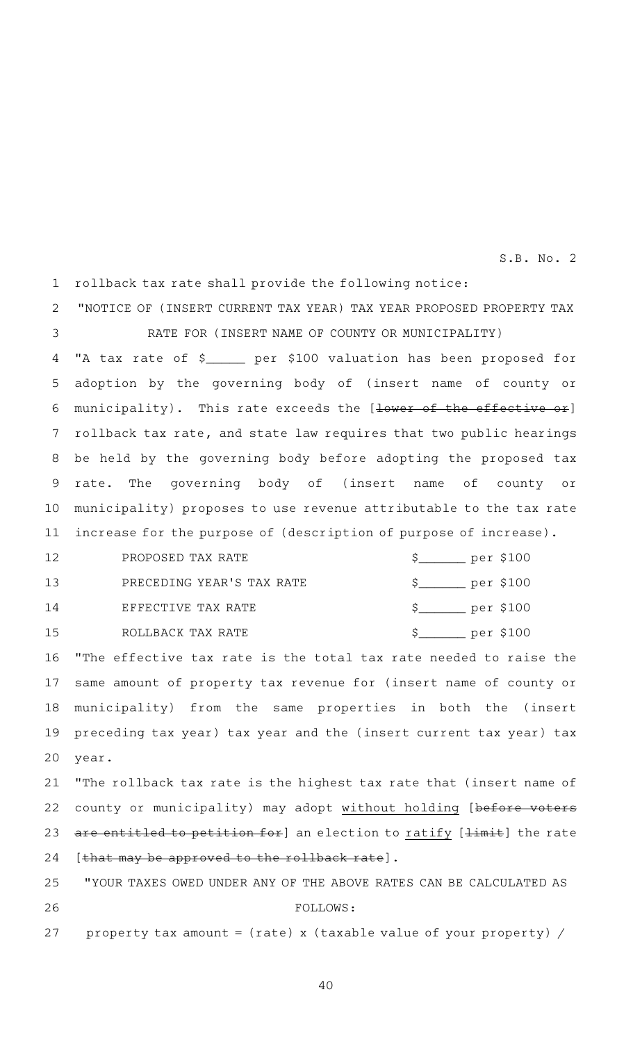rollback tax rate shall provide the following notice:

"NOTICE OF (INSERT CURRENT TAX YEAR) TAX YEAR PROPOSED PROPERTY TAX RATE FOR (INSERT NAME OF COUNTY OR MUNICIPALITY)

"A tax rate of $_____ per $100 valuation has been proposed for adoption by the governing body of (insert name of county or municipality). This rate exceeds the [~~lower of the effective or~~] rollback tax rate, and state law requires that two public hearings be held by the governing body before adopting the proposed tax rate. The governing body of (insert name of county or municipality) proposes to use revenue attributable to the tax rate increase for the purpose of (description of purpose of increase).

| | |
|---|---|
| PROPOSED TAX RATE | $_______ per $100 |
| PRECEDING YEAR'S TAX RATE | $_______ per $100 |
| EFFECTIVE TAX RATE | $_______ per $100 |
| ROLLBACK TAX RATE | $_______ per $100 |

"The effective tax rate is the total tax rate needed to raise the same amount of property tax revenue for (insert name of county or municipality) from the same properties in both the (insert preceding tax year) tax year and the (insert current tax year) tax year.

"The rollback tax rate is the highest tax rate that (insert name of county or municipality) may adopt <u>without holding</u> [~~before voters are entitled to petition for~~] an election to <u>ratify</u> [~~limit~~] the rate [~~that may be approved to the rollback rate~~].

"YOUR TAXES OWED UNDER ANY OF THE ABOVE RATES CAN BE CALCULATED AS FOLLOWS:

property tax amount = (rate) x (taxable value of your property) /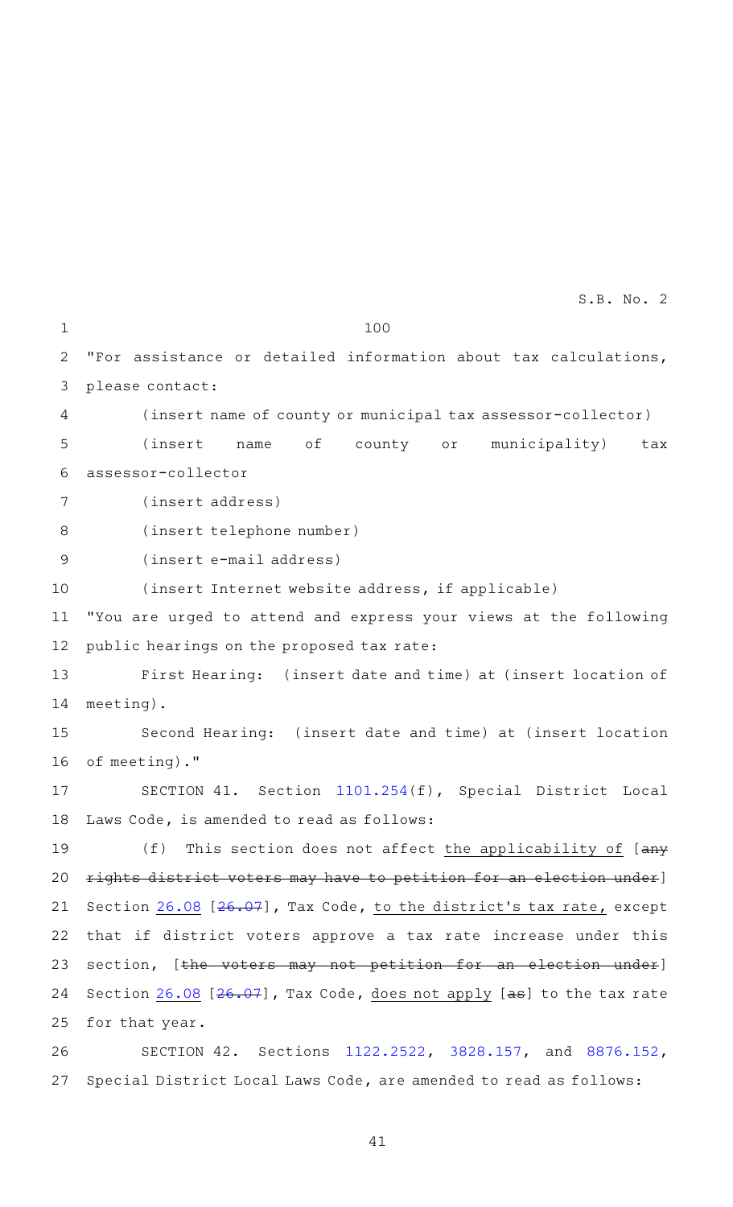100

"For assistance or detailed information about tax calculations, please contact:

(insert name of county or municipal tax assessor-collector)

(insert name of county or municipality) tax assessor-collector

(insert address)

(insert telephone number)

(insert e-mail address)

(insert Internet website address, if applicable)

"You are urged to attend and express your views at the following public hearings on the proposed tax rate:

First Hearing: (insert date and time) at (insert location of meeting).

Second Hearing: (insert date and time) at (insert location of meeting)."

SECTION 41. Section 1101.254(f), Special District Local Laws Code, is amended to read as follows:

(f) This section does not affect the applicability of [~~any rights district voters may have to petition for an election under~~] Section 26.08 [~~26.07~~], Tax Code, to the district's tax rate, except that if district voters approve a tax rate increase under this section, [~~the voters may not petition for an election under~~] Section 26.08 [~~26.07~~], Tax Code, does not apply [~~as~~] to the tax rate for that year.

SECTION 42. Sections 1122.2522, 3828.157, and 8876.152, Special District Local Laws Code, are amended to read as follows: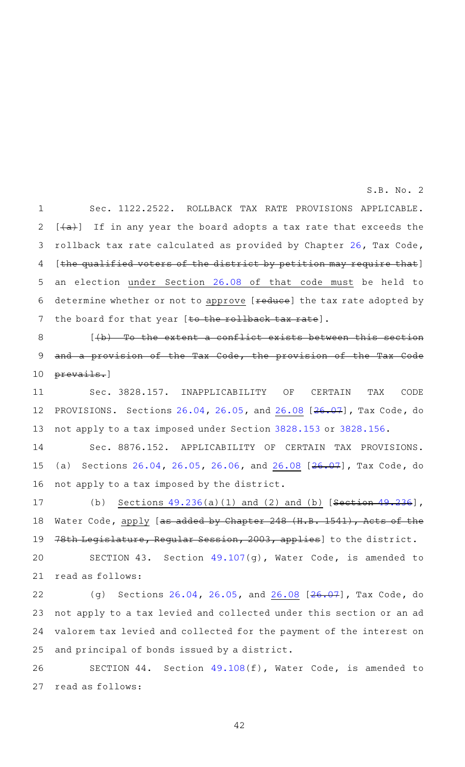Sec. 1122.2522. ROLLBACK TAX RATE PROVISIONS APPLICABLE. [~~(a)~~] If in any year the board adopts a tax rate that exceeds the rollback tax rate calculated as provided by Chapter 26, Tax Code, [~~the qualified voters of the district by petition may require that~~] an election <u>under Section 26.08 of that code must</u> be held to determine whether or not to <u>approve</u> [~~reduce~~] the tax rate adopted by the board for that year [~~to the rollback tax rate~~].

[~~(b) To the extent a conflict exists between this section and a provision of the Tax Code, the provision of the Tax Code prevails.~~]

Sec. 3828.157. INAPPLICABILITY OF CERTAIN TAX CODE PROVISIONS. Sections 26.04, 26.05, and <u>26.08</u> [~~26.07~~], Tax Code, do not apply to a tax imposed under Section 3828.153 or 3828.156.

Sec. 8876.152. APPLICABILITY OF CERTAIN TAX PROVISIONS. (a) Sections 26.04, 26.05, 26.06, and <u>26.08</u> [~~26.07~~], Tax Code, do not apply to a tax imposed by the district.

(b) <u>Sections 49.236(a)(1) and (2) and (b)</u> [~~Section 49.236~~], Water Code, <u>apply</u> [~~as added by Chapter 248 (H.B. 1541), Acts of the 78th Legislature, Regular Session, 2003, applies~~] to the district.

SECTION 43. Section 49.107(g), Water Code, is amended to read as follows:

(g) Sections 26.04, 26.05, and <u>26.08</u> [~~26.07~~], Tax Code, do not apply to a tax levied and collected under this section or an ad valorem tax levied and collected for the payment of the interest on and principal of bonds issued by a district.

SECTION 44. Section 49.108(f), Water Code, is amended to read as follows: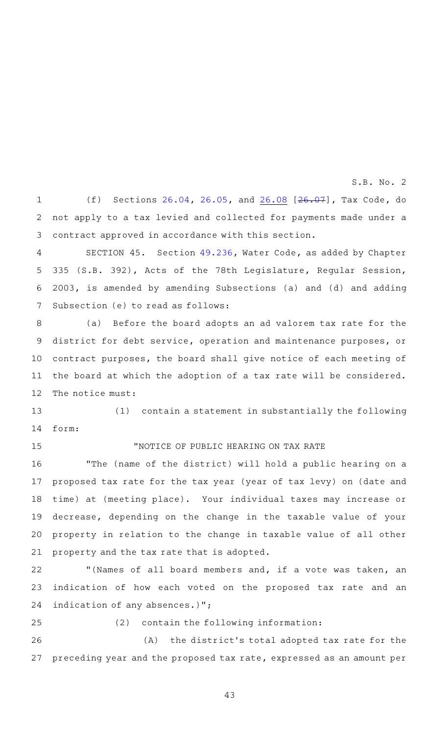(f) Sections 26.04, 26.05, and 26.08 [~~26.07~~], Tax Code, do not apply to a tax levied and collected for payments made under a contract approved in accordance with this section.

SECTION 45. Section 49.236, Water Code, as added by Chapter 335 (S.B. 392), Acts of the 78th Legislature, Regular Session, 2003, is amended by amending Subsections (a) and (d) and adding Subsection (e) to read as follows:

(a) Before the board adopts an ad valorem tax rate for the district for debt service, operation and maintenance purposes, or contract purposes, the board shall give notice of each meeting of the board at which the adoption of a tax rate will be considered. The notice must:

(1) contain a statement in substantially the following form:

"NOTICE OF PUBLIC HEARING ON TAX RATE

"The (name of the district) will hold a public hearing on a proposed tax rate for the tax year (year of tax levy) on (date and time) at (meeting place). Your individual taxes may increase or decrease, depending on the change in the taxable value of your property in relation to the change in taxable value of all other property and the tax rate that is adopted.

"(Names of all board members and, if a vote was taken, an indication of how each voted on the proposed tax rate and an indication of any absences.)";

(2) contain the following information:

(A) the district's total adopted tax rate for the preceding year and the proposed tax rate, expressed as an amount per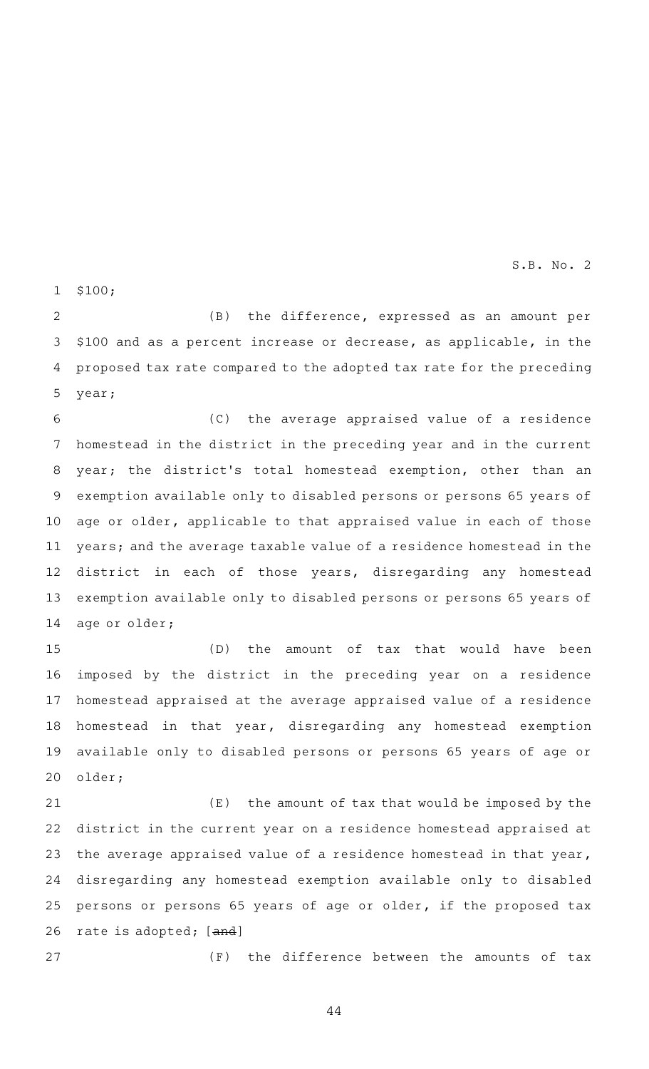$100;

(B) the difference, expressed as an amount per $100 and as a percent increase or decrease, as applicable, in the proposed tax rate compared to the adopted tax rate for the preceding year;

(C) the average appraised value of a residence homestead in the district in the preceding year and in the current year; the district's total homestead exemption, other than an exemption available only to disabled persons or persons 65 years of age or older, applicable to that appraised value in each of those years; and the average taxable value of a residence homestead in the district in each of those years, disregarding any homestead exemption available only to disabled persons or persons 65 years of age or older;

(D) the amount of tax that would have been imposed by the district in the preceding year on a residence homestead appraised at the average appraised value of a residence homestead in that year, disregarding any homestead exemption available only to disabled persons or persons 65 years of age or older;

(E) the amount of tax that would be imposed by the district in the current year on a residence homestead appraised at the average appraised value of a residence homestead in that year, disregarding any homestead exemption available only to disabled persons or persons 65 years of age or older, if the proposed tax rate is adopted; [~~and~~]

(F) the difference between the amounts of tax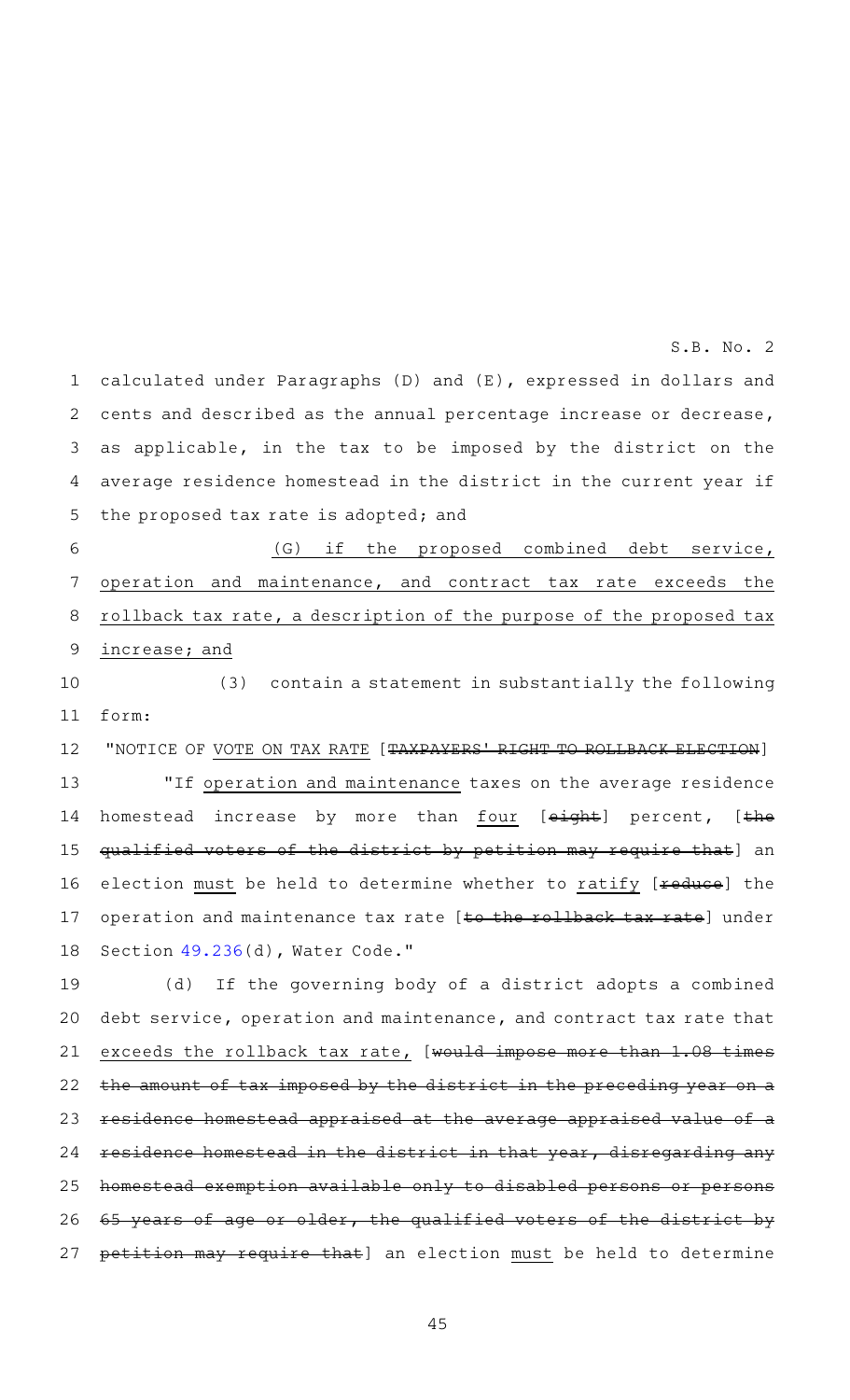calculated under Paragraphs (D) and (E), expressed in dollars and cents and described as the annual percentage increase or decrease, as applicable, in the tax to be imposed by the district on the average residence homestead in the district in the current year if the proposed tax rate is adopted; and

(G) if the proposed combined debt service, operation and maintenance, and contract tax rate exceeds the rollback tax rate, a description of the purpose of the proposed tax increase; and

(3) contain a statement in substantially the following form:

"NOTICE OF VOTE ON TAX RATE [~~TAXPAYERS' RIGHT TO ROLLBACK ELECTION~~]

"If operation and maintenance taxes on the average residence homestead increase by more than four [~~eight~~] percent, [~~the qualified voters of the district by petition may require that~~] an election must be held to determine whether to ratify [~~reduce~~] the operation and maintenance tax rate [~~to the rollback tax rate~~] under Section 49.236(d), Water Code."

(d) If the governing body of a district adopts a combined debt service, operation and maintenance, and contract tax rate that exceeds the rollback tax rate, [~~would impose more than 1.08 times the amount of tax imposed by the district in the preceding year on a residence homestead appraised at the average appraised value of a residence homestead in the district in that year, disregarding any homestead exemption available only to disabled persons or persons 65 years of age or older, the qualified voters of the district by petition may require that~~] an election must be held to determine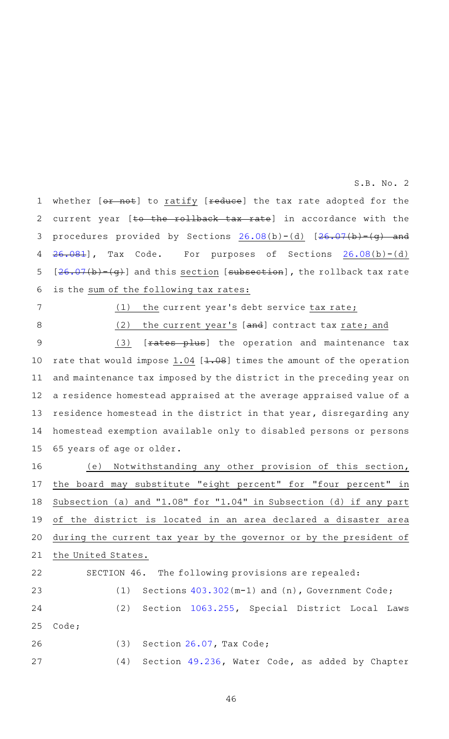whether [~~or not~~] to ratify [~~reduce~~] the tax rate adopted for the current year [~~to the rollback tax rate~~] in accordance with the procedures provided by Sections 26.08(b)-(d) [~~26.07(b)-(g) and 26.081~~], Tax Code. For purposes of Sections 26.08(b)-(d) [~~26.07(b)-(g)~~] and this section [~~subsection~~], the rollback tax rate is the sum of the following tax rates:

(1) the current year's debt service tax rate;

(2) the current year's [~~and~~] contract tax rate; and

(3) [~~rates plus~~] the operation and maintenance tax rate that would impose 1.04 [~~1.08~~] times the amount of the operation and maintenance tax imposed by the district in the preceding year on a residence homestead appraised at the average appraised value of a residence homestead in the district in that year, disregarding any homestead exemption available only to disabled persons or persons 65 years of age or older.

(e) Notwithstanding any other provision of this section, the board may substitute "eight percent" for "four percent" in Subsection (a) and "1.08" for "1.04" in Subsection (d) if any part of the district is located in an area declared a disaster area during the current tax year by the governor or by the president of the United States.

SECTION 46. The following provisions are repealed:

(1) Sections 403.302(m-1) and (n), Government Code;

(2) Section 1063.255, Special District Local Laws Code;

(3) Section 26.07, Tax Code;

(4) Section 49.236, Water Code, as added by Chapter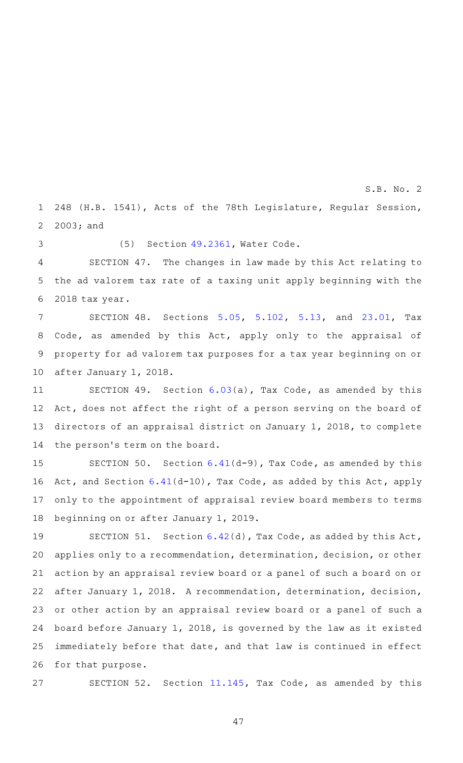248 (H.B. 1541), Acts of the 78th Legislature, Regular Session, 2003; and

(5) Section 49.2361, Water Code.

SECTION 47. The changes in law made by this Act relating to the ad valorem tax rate of a taxing unit apply beginning with the 2018 tax year.

SECTION 48. Sections 5.05, 5.102, 5.13, and 23.01, Tax Code, as amended by this Act, apply only to the appraisal of property for ad valorem tax purposes for a tax year beginning on or after January 1, 2018.

SECTION 49. Section 6.03(a), Tax Code, as amended by this Act, does not affect the right of a person serving on the board of directors of an appraisal district on January 1, 2018, to complete the person's term on the board.

SECTION 50. Section 6.41(d-9), Tax Code, as amended by this Act, and Section 6.41(d-10), Tax Code, as added by this Act, apply only to the appointment of appraisal review board members to terms beginning on or after January 1, 2019.

SECTION 51. Section 6.42(d), Tax Code, as added by this Act, applies only to a recommendation, determination, decision, or other action by an appraisal review board or a panel of such a board on or after January 1, 2018. A recommendation, determination, decision, or other action by an appraisal review board or a panel of such a board before January 1, 2018, is governed by the law as it existed immediately before that date, and that law is continued in effect for that purpose.

SECTION 52. Section 11.145, Tax Code, as amended by this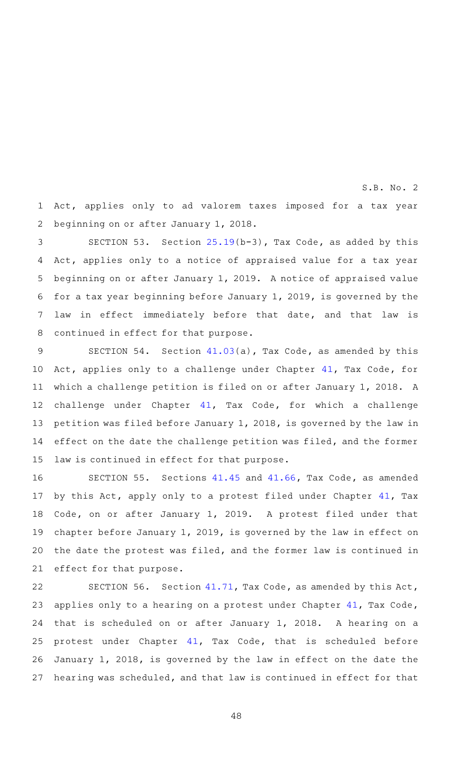Act, applies only to ad valorem taxes imposed for a tax year beginning on or after January 1, 2018.

SECTION 53. Section 25.19(b-3), Tax Code, as added by this Act, applies only to a notice of appraised value for a tax year beginning on or after January 1, 2019. A notice of appraised value for a tax year beginning before January 1, 2019, is governed by the law in effect immediately before that date, and that law is continued in effect for that purpose.

SECTION 54. Section 41.03(a), Tax Code, as amended by this Act, applies only to a challenge under Chapter 41, Tax Code, for which a challenge petition is filed on or after January 1, 2018. A challenge under Chapter 41, Tax Code, for which a challenge petition was filed before January 1, 2018, is governed by the law in effect on the date the challenge petition was filed, and the former law is continued in effect for that purpose.

SECTION 55. Sections 41.45 and 41.66, Tax Code, as amended by this Act, apply only to a protest filed under Chapter 41, Tax Code, on or after January 1, 2019. A protest filed under that chapter before January 1, 2019, is governed by the law in effect on the date the protest was filed, and the former law is continued in effect for that purpose.

SECTION 56. Section 41.71, Tax Code, as amended by this Act, applies only to a hearing on a protest under Chapter 41, Tax Code, that is scheduled on or after January 1, 2018. A hearing on a protest under Chapter 41, Tax Code, that is scheduled before January 1, 2018, is governed by the law in effect on the date the hearing was scheduled, and that law is continued in effect for that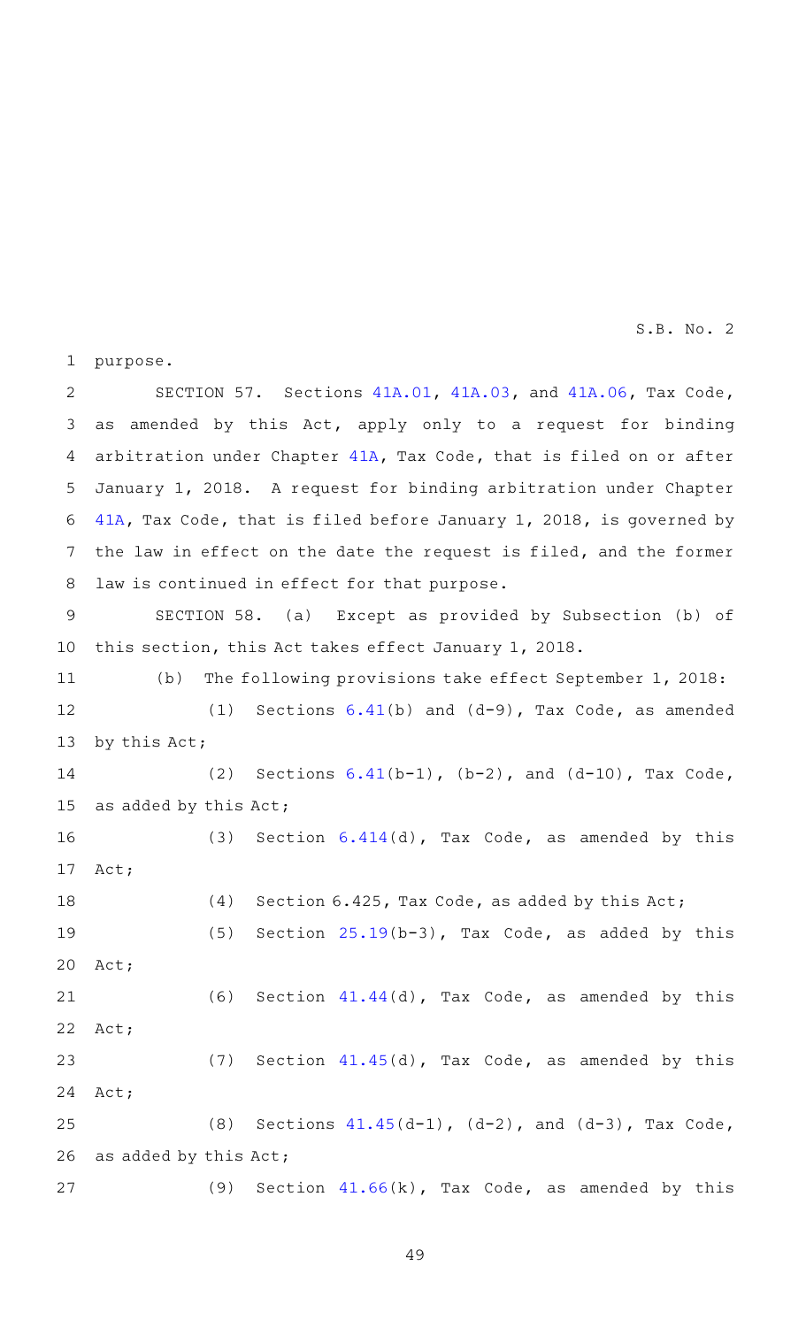purpose.

SECTION 57. Sections 41A.01, 41A.03, and 41A.06, Tax Code, as amended by this Act, apply only to a request for binding arbitration under Chapter 41A, Tax Code, that is filed on or after January 1, 2018. A request for binding arbitration under Chapter 41A, Tax Code, that is filed before January 1, 2018, is governed by the law in effect on the date the request is filed, and the former law is continued in effect for that purpose.

SECTION 58. (a) Except as provided by Subsection (b) of this section, this Act takes effect January 1, 2018.

(b) The following provisions take effect September 1, 2018:

(1) Sections 6.41(b) and (d-9), Tax Code, as amended by this Act;

(2) Sections 6.41(b-1), (b-2), and (d-10), Tax Code, as added by this Act;

(3) Section 6.414(d), Tax Code, as amended by this Act;

(4) Section 6.425, Tax Code, as added by this Act;

(5) Section 25.19(b-3), Tax Code, as added by this Act;

(6) Section 41.44(d), Tax Code, as amended by this Act;

(7) Section 41.45(d), Tax Code, as amended by this Act;

(8) Sections 41.45(d-1), (d-2), and (d-3), Tax Code, as added by this Act;

(9) Section 41.66(k), Tax Code, as amended by this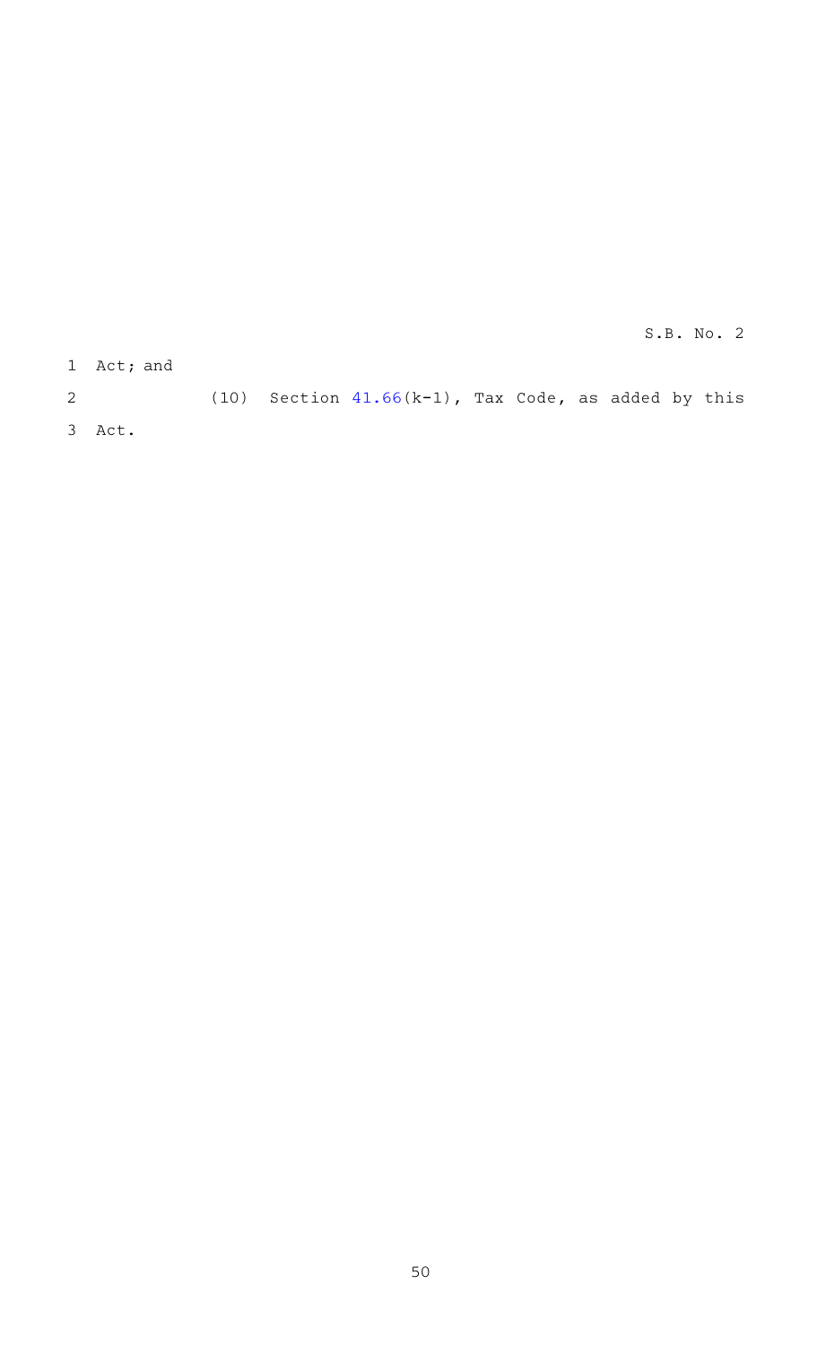Act; and

(10) Section 41.66(k-1), Tax Code, as added by this Act.